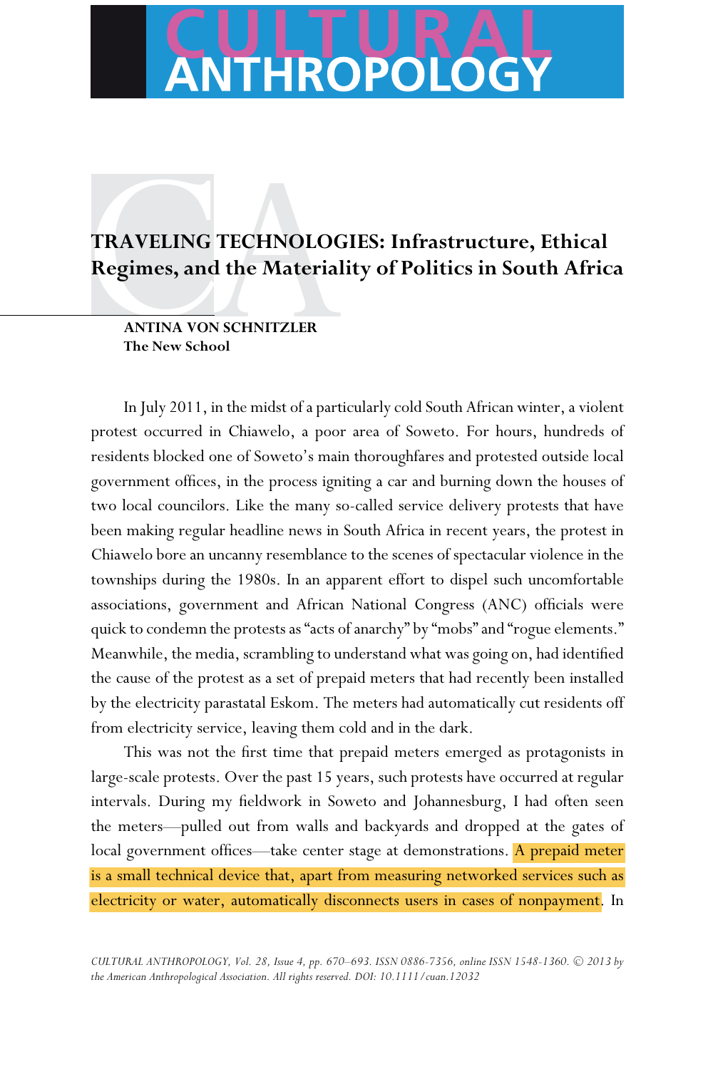# TRAVELING TECHNOLOGIES: Infrastructure, Ethical Regimes, and the Materiality of Politics in South Africa

**ANTINA VON SCHNITZLER**
**The New School**

In July 2011, in the midst of a particularly cold South African winter, a violent protest occurred in Chiawelo, a poor area of Soweto. For hours, hundreds of residents blocked one of Soweto's main thoroughfares and protested outside local government offices, in the process igniting a car and burning down the houses of two local councilors. Like the many so-called service delivery protests that have been making regular headline news in South Africa in recent years, the protest in Chiawelo bore an uncanny resemblance to the scenes of spectacular violence in the townships during the 1980s. In an apparent effort to dispel such uncomfortable associations, government and African National Congress (ANC) officials were quick to condemn the protests as "acts of anarchy" by "mobs" and "rogue elements." Meanwhile, the media, scrambling to understand what was going on, had identified the cause of the protest as a set of prepaid meters that had recently been installed by the electricity parastatal Eskom. The meters had automatically cut residents off from electricity service, leaving them cold and in the dark.

This was not the first time that prepaid meters emerged as protagonists in large-scale protests. Over the past 15 years, such protests have occurred at regular intervals. During my fieldwork in Soweto and Johannesburg, I had often seen the meters—pulled out from walls and backyards and dropped at the gates of local government offices—take center stage at demonstrations. A prepaid meter is a small technical device that, apart from measuring networked services such as electricity or water, automatically disconnects users in cases of nonpayment. In

*CULTURAL ANTHROPOLOGY, Vol. 28, Issue 4, pp. 670–693. ISSN 0886-7356, online ISSN 1548-1360. © 2013 by the American Anthropological Association. All rights reserved. DOI: 10.1111/cuan.12032*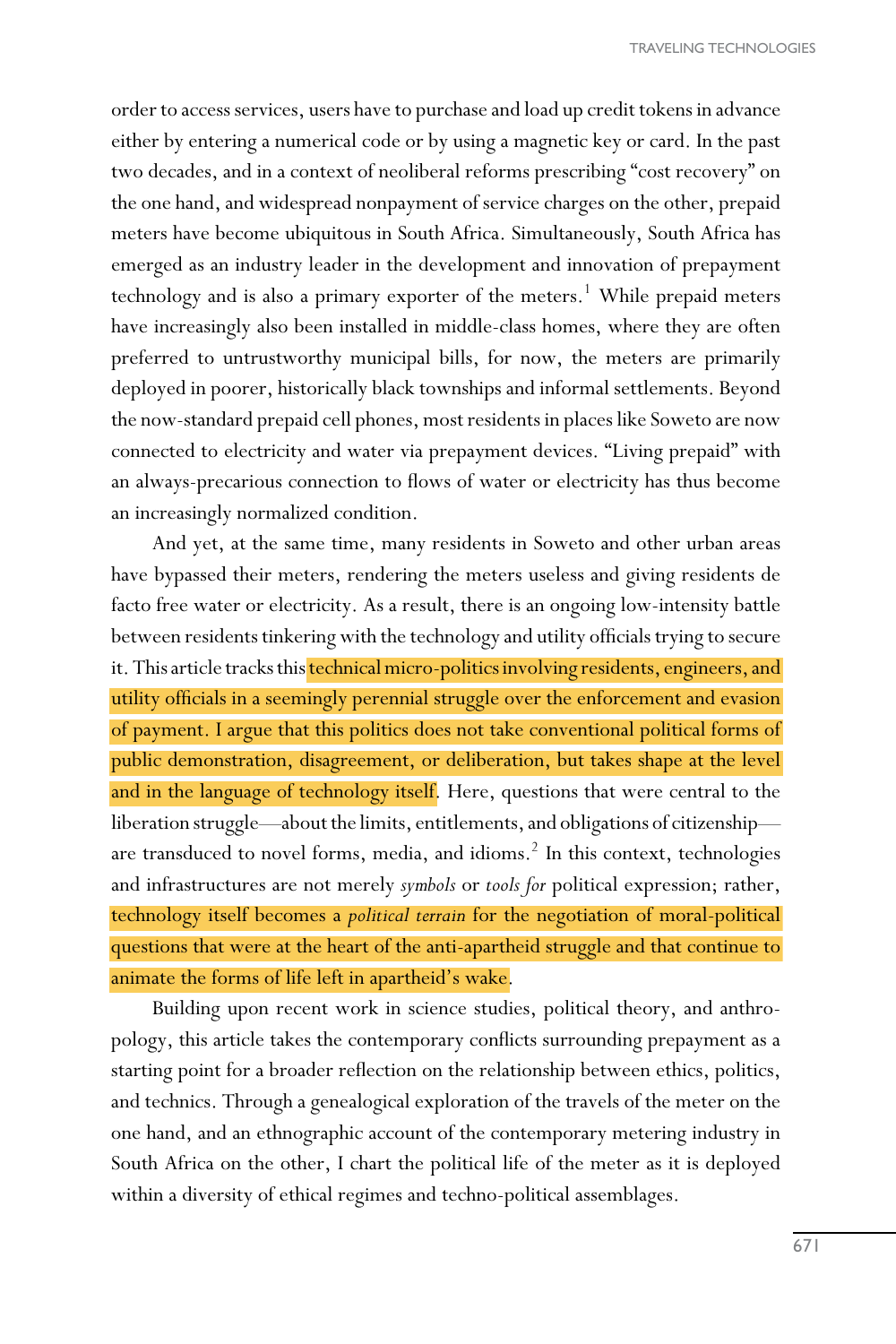order to access services, users have to purchase and load up credit tokens in advance either by entering a numerical code or by using a magnetic key or card. In the past two decades, and in a context of neoliberal reforms prescribing "cost recovery" on the one hand, and widespread nonpayment of service charges on the other, prepaid meters have become ubiquitous in South Africa. Simultaneously, South Africa has emerged as an industry leader in the development and innovation of prepayment technology and is also a primary exporter of the meters.[1] While prepaid meters have increasingly also been installed in middle-class homes, where they are often preferred to untrustworthy municipal bills, for now, the meters are primarily deployed in poorer, historically black townships and informal settlements. Beyond the now-standard prepaid cell phones, most residents in places like Soweto are now connected to electricity and water via prepayment devices. "Living prepaid" with an always-precarious connection to flows of water or electricity has thus become an increasingly normalized condition.

And yet, at the same time, many residents in Soweto and other urban areas have bypassed their meters, rendering the meters useless and giving residents de facto free water or electricity. As a result, there is an ongoing low-intensity battle between residents tinkering with the technology and utility officials trying to secure it. This article tracks this technical micro-politics involving residents, engineers, and utility officials in a seemingly perennial struggle over the enforcement and evasion of payment. I argue that this politics does not take conventional political forms of public demonstration, disagreement, or deliberation, but takes shape at the level and in the language of technology itself. Here, questions that were central to the liberation struggle—about the limits, entitlements, and obligations of citizenship—are transduced to novel forms, media, and idioms.[2] In this context, technologies and infrastructures are not merely *symbols* or *tools for* political expression; rather, technology itself becomes a *political terrain* for the negotiation of moral-political questions that were at the heart of the anti-apartheid struggle and that continue to animate the forms of life left in apartheid's wake.

Building upon recent work in science studies, political theory, and anthropology, this article takes the contemporary conflicts surrounding prepayment as a starting point for a broader reflection on the relationship between ethics, politics, and technics. Through a genealogical exploration of the travels of the meter on the one hand, and an ethnographic account of the contemporary metering industry in South Africa on the other, I chart the political life of the meter as it is deployed within a diversity of ethical regimes and techno-political assemblages.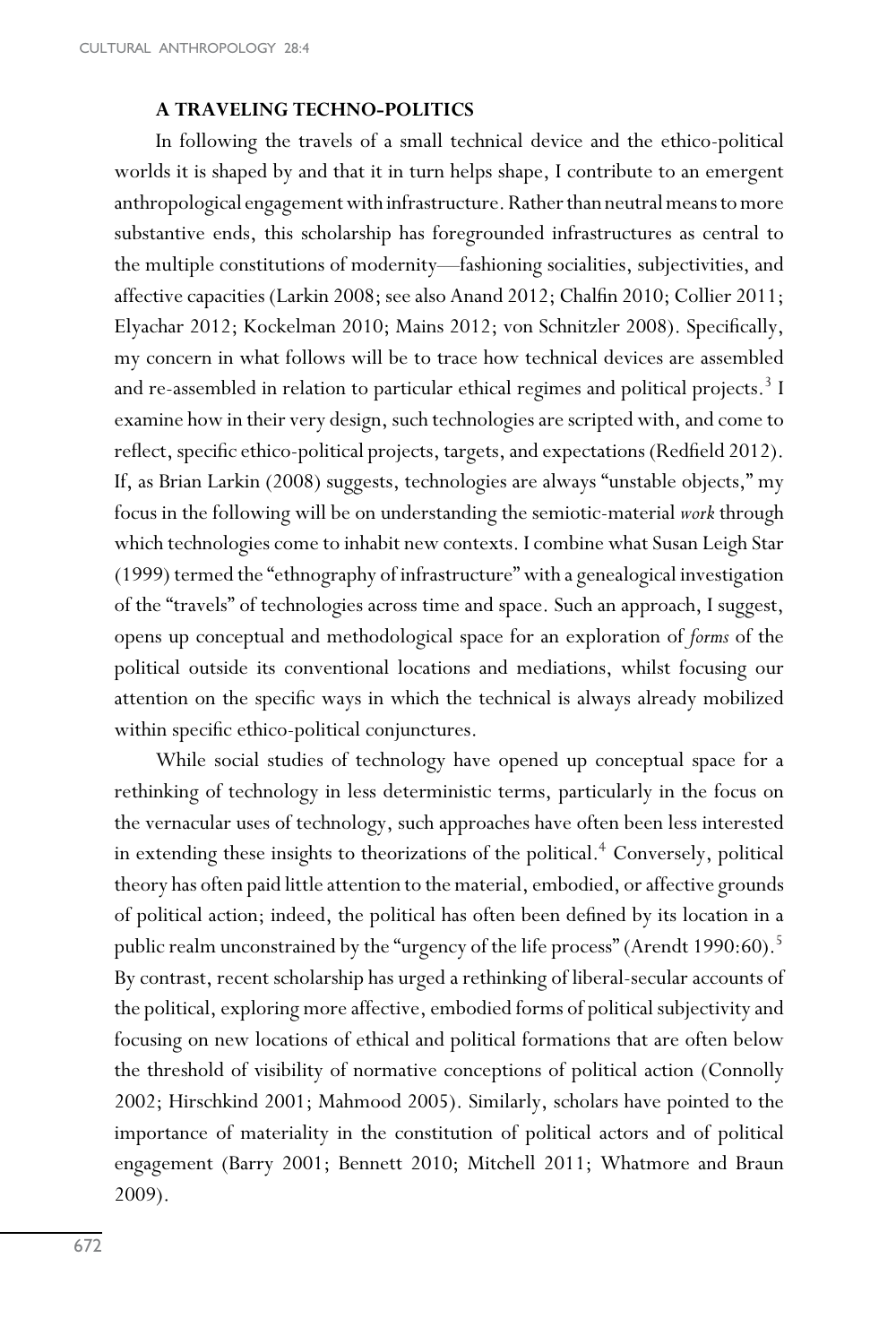## A TRAVELING TECHNO-POLITICS

In following the travels of a small technical device and the ethico-political worlds it is shaped by and that it in turn helps shape, I contribute to an emergent anthropological engagement with infrastructure. Rather than neutral means to more substantive ends, this scholarship has foregrounded infrastructures as central to the multiple constitutions of modernity—fashioning socialities, subjectivities, and affective capacities (Larkin 2008; see also Anand 2012; Chalfin 2010; Collier 2011; Elyachar 2012; Kockelman 2010; Mains 2012; von Schnitzler 2008). Specifically, my concern in what follows will be to trace how technical devices are assembled and re-assembled in relation to particular ethical regimes and political projects.[3] I examine how in their very design, such technologies are scripted with, and come to reflect, specific ethico-political projects, targets, and expectations (Redfield 2012). If, as Brian Larkin (2008) suggests, technologies are always "unstable objects," my focus in the following will be on understanding the semiotic-material *work* through which technologies come to inhabit new contexts. I combine what Susan Leigh Star (1999) termed the "ethnography of infrastructure" with a genealogical investigation of the "travels" of technologies across time and space. Such an approach, I suggest, opens up conceptual and methodological space for an exploration of *forms* of the political outside its conventional locations and mediations, whilst focusing our attention on the specific ways in which the technical is always already mobilized within specific ethico-political conjunctures.

While social studies of technology have opened up conceptual space for a rethinking of technology in less deterministic terms, particularly in the focus on the vernacular uses of technology, such approaches have often been less interested in extending these insights to theorizations of the political.[4] Conversely, political theory has often paid little attention to the material, embodied, or affective grounds of political action; indeed, the political has often been defined by its location in a public realm unconstrained by the "urgency of the life process" (Arendt 1990:60).[5] By contrast, recent scholarship has urged a rethinking of liberal-secular accounts of the political, exploring more affective, embodied forms of political subjectivity and focusing on new locations of ethical and political formations that are often below the threshold of visibility of normative conceptions of political action (Connolly 2002; Hirschkind 2001; Mahmood 2005). Similarly, scholars have pointed to the importance of materiality in the constitution of political actors and of political engagement (Barry 2001; Bennett 2010; Mitchell 2011; Whatmore and Braun 2009).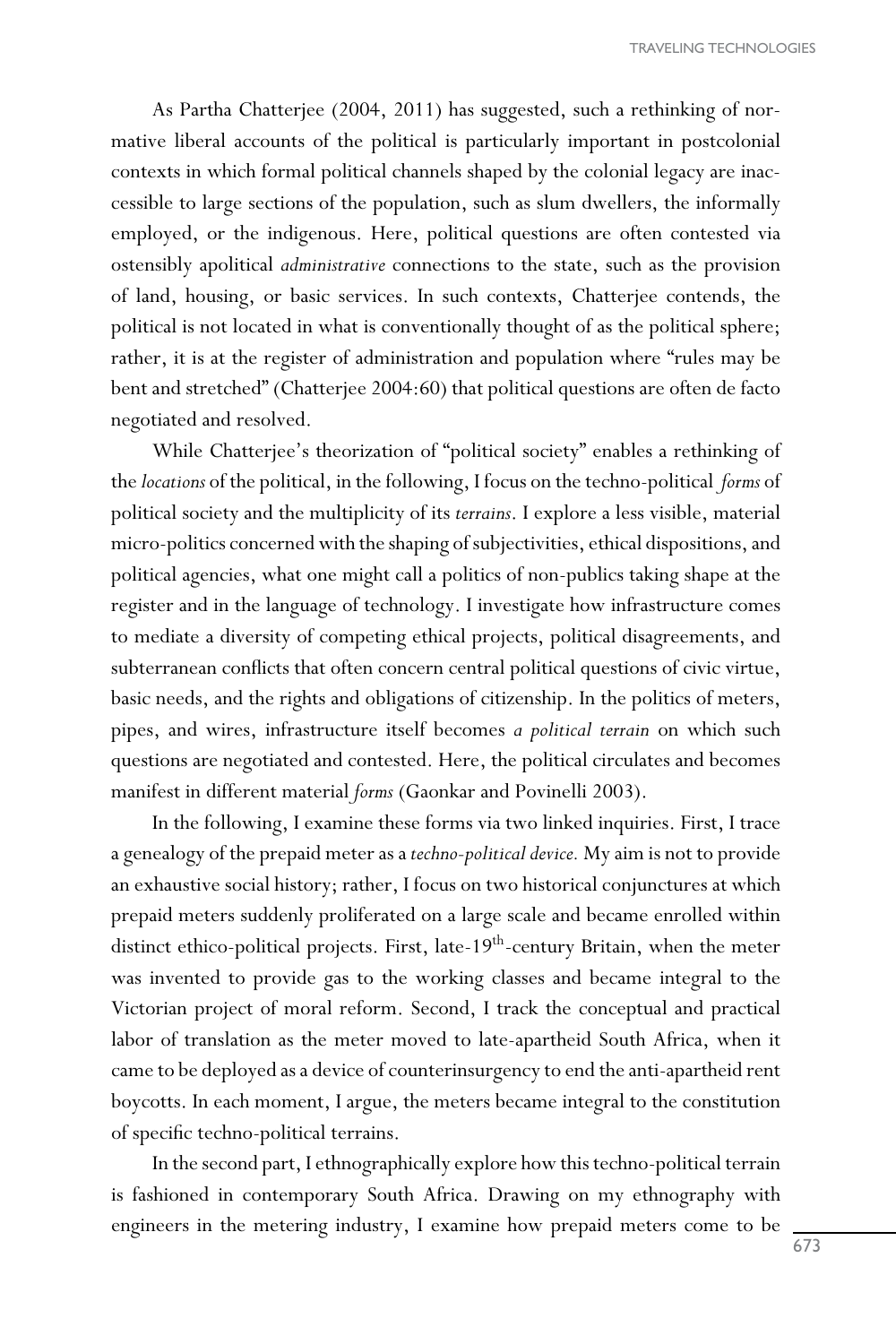As Partha Chatterjee (2004, 2011) has suggested, such a rethinking of normative liberal accounts of the political is particularly important in postcolonial contexts in which formal political channels shaped by the colonial legacy are inaccessible to large sections of the population, such as slum dwellers, the informally employed, or the indigenous. Here, political questions are often contested via ostensibly apolitical *administrative* connections to the state, such as the provision of land, housing, or basic services. In such contexts, Chatterjee contends, the political is not located in what is conventionally thought of as the political sphere; rather, it is at the register of administration and population where "rules may be bent and stretched" (Chatterjee 2004:60) that political questions are often de facto negotiated and resolved.

While Chatterjee's theorization of "political society" enables a rethinking of the *locations* of the political, in the following, I focus on the techno-political *forms* of political society and the multiplicity of its *terrains*. I explore a less visible, material micro-politics concerned with the shaping of subjectivities, ethical dispositions, and political agencies, what one might call a politics of non-publics taking shape at the register and in the language of technology. I investigate how infrastructure comes to mediate a diversity of competing ethical projects, political disagreements, and subterranean conflicts that often concern central political questions of civic virtue, basic needs, and the rights and obligations of citizenship. In the politics of meters, pipes, and wires, infrastructure itself becomes *a political terrain* on which such questions are negotiated and contested. Here, the political circulates and becomes manifest in different material *forms* (Gaonkar and Povinelli 2003).

In the following, I examine these forms via two linked inquiries. First, I trace a genealogy of the prepaid meter as a *techno-political device.* My aim is not to provide an exhaustive social history; rather, I focus on two historical conjunctures at which prepaid meters suddenly proliferated on a large scale and became enrolled within distinct ethico-political projects. First, late-19th-century Britain, when the meter was invented to provide gas to the working classes and became integral to the Victorian project of moral reform. Second, I track the conceptual and practical labor of translation as the meter moved to late-apartheid South Africa, when it came to be deployed as a device of counterinsurgency to end the anti-apartheid rent boycotts. In each moment, I argue, the meters became integral to the constitution of specific techno-political terrains.

In the second part, I ethnographically explore how this techno-political terrain is fashioned in contemporary South Africa. Drawing on my ethnography with engineers in the metering industry, I examine how prepaid meters come to be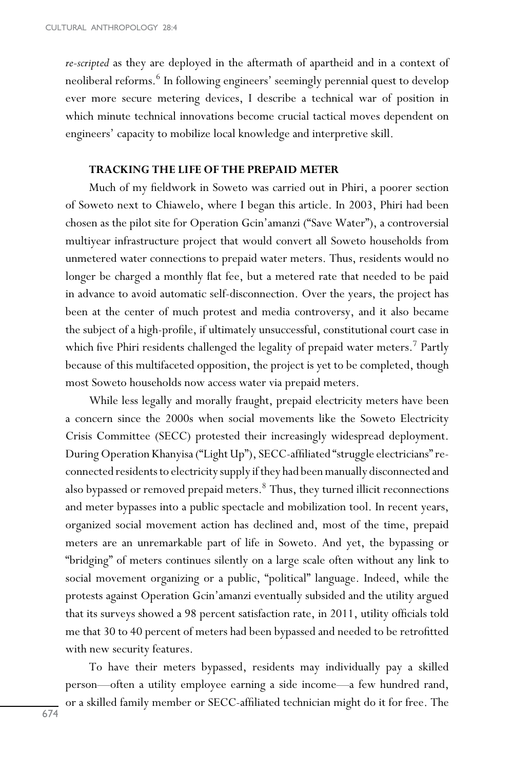*re-scripted* as they are deployed in the aftermath of apartheid and in a context of neoliberal reforms.[6] In following engineers' seemingly perennial quest to develop ever more secure metering devices, I describe a technical war of position in which minute technical innovations become crucial tactical moves dependent on engineers' capacity to mobilize local knowledge and interpretive skill.

## TRACKING THE LIFE OF THE PREPAID METER

Much of my fieldwork in Soweto was carried out in Phiri, a poorer section of Soweto next to Chiawelo, where I began this article. In 2003, Phiri had been chosen as the pilot site for Operation Gcin'amanzi ("Save Water"), a controversial multiyear infrastructure project that would convert all Soweto households from unmetered water connections to prepaid water meters. Thus, residents would no longer be charged a monthly flat fee, but a metered rate that needed to be paid in advance to avoid automatic self-disconnection. Over the years, the project has been at the center of much protest and media controversy, and it also became the subject of a high-profile, if ultimately unsuccessful, constitutional court case in which five Phiri residents challenged the legality of prepaid water meters.[7] Partly because of this multifaceted opposition, the project is yet to be completed, though most Soweto households now access water via prepaid meters.

While less legally and morally fraught, prepaid electricity meters have been a concern since the 2000s when social movements like the Soweto Electricity Crisis Committee (SECC) protested their increasingly widespread deployment. During Operation Khanyisa ("Light Up"), SECC-affiliated "struggle electricians" reconnected residents to electricity supply if they had been manually disconnected and also bypassed or removed prepaid meters.[8] Thus, they turned illicit reconnections and meter bypasses into a public spectacle and mobilization tool. In recent years, organized social movement action has declined and, most of the time, prepaid meters are an unremarkable part of life in Soweto. And yet, the bypassing or "bridging" of meters continues silently on a large scale often without any link to social movement organizing or a public, "political" language. Indeed, while the protests against Operation Gcin'amanzi eventually subsided and the utility argued that its surveys showed a 98 percent satisfaction rate, in 2011, utility officials told me that 30 to 40 percent of meters had been bypassed and needed to be retrofitted with new security features.

To have their meters bypassed, residents may individually pay a skilled person—often a utility employee earning a side income—a few hundred rand, or a skilled family member or SECC-affiliated technician might do it for free. The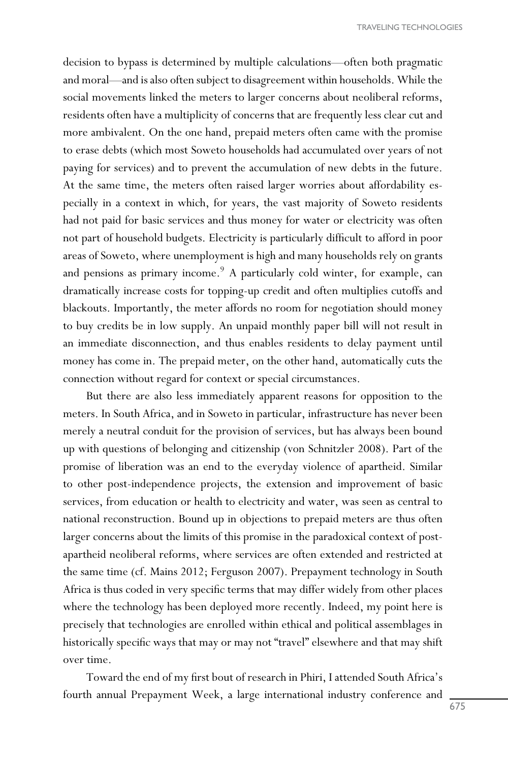decision to bypass is determined by multiple calculations—often both pragmatic and moral—and is also often subject to disagreement within households. While the social movements linked the meters to larger concerns about neoliberal reforms, residents often have a multiplicity of concerns that are frequently less clear cut and more ambivalent. On the one hand, prepaid meters often came with the promise to erase debts (which most Soweto households had accumulated over years of not paying for services) and to prevent the accumulation of new debts in the future. At the same time, the meters often raised larger worries about affordability especially in a context in which, for years, the vast majority of Soweto residents had not paid for basic services and thus money for water or electricity was often not part of household budgets. Electricity is particularly difficult to afford in poor areas of Soweto, where unemployment is high and many households rely on grants and pensions as primary income.[9] A particularly cold winter, for example, can dramatically increase costs for topping-up credit and often multiplies cutoffs and blackouts. Importantly, the meter affords no room for negotiation should money to buy credits be in low supply. An unpaid monthly paper bill will not result in an immediate disconnection, and thus enables residents to delay payment until money has come in. The prepaid meter, on the other hand, automatically cuts the connection without regard for context or special circumstances.

But there are also less immediately apparent reasons for opposition to the meters. In South Africa, and in Soweto in particular, infrastructure has never been merely a neutral conduit for the provision of services, but has always been bound up with questions of belonging and citizenship (von Schnitzler 2008). Part of the promise of liberation was an end to the everyday violence of apartheid. Similar to other post-independence projects, the extension and improvement of basic services, from education or health to electricity and water, was seen as central to national reconstruction. Bound up in objections to prepaid meters are thus often larger concerns about the limits of this promise in the paradoxical context of post-apartheid neoliberal reforms, where services are often extended and restricted at the same time (cf. Mains 2012; Ferguson 2007). Prepayment technology in South Africa is thus coded in very specific terms that may differ widely from other places where the technology has been deployed more recently. Indeed, my point here is precisely that technologies are enrolled within ethical and political assemblages in historically specific ways that may or may not "travel" elsewhere and that may shift over time.

Toward the end of my first bout of research in Phiri, I attended South Africa's fourth annual Prepayment Week, a large international industry conference and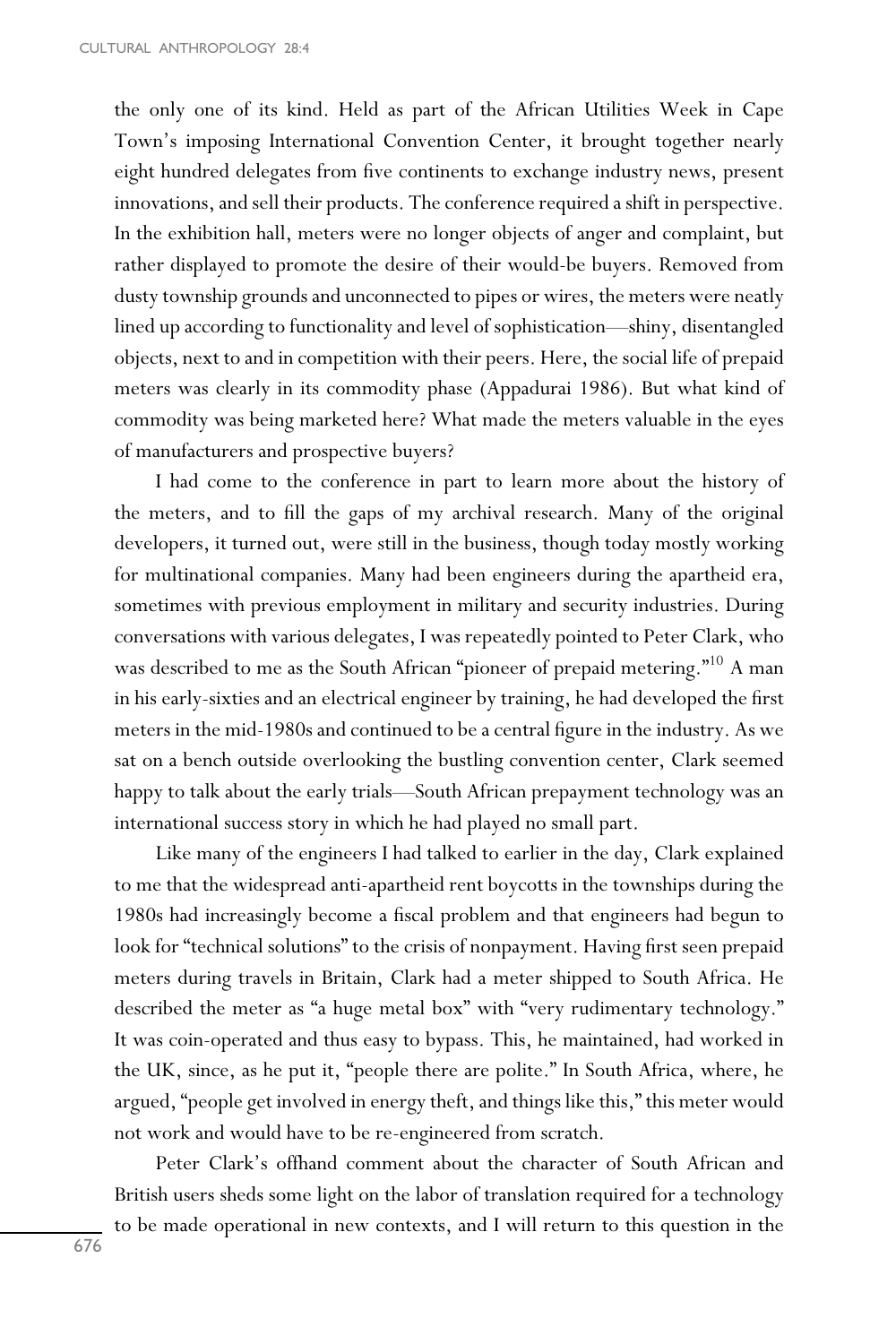the only one of its kind. Held as part of the African Utilities Week in Cape Town's imposing International Convention Center, it brought together nearly eight hundred delegates from five continents to exchange industry news, present innovations, and sell their products. The conference required a shift in perspective. In the exhibition hall, meters were no longer objects of anger and complaint, but rather displayed to promote the desire of their would-be buyers. Removed from dusty township grounds and unconnected to pipes or wires, the meters were neatly lined up according to functionality and level of sophistication—shiny, disentangled objects, next to and in competition with their peers. Here, the social life of prepaid meters was clearly in its commodity phase (Appadurai 1986). But what kind of commodity was being marketed here? What made the meters valuable in the eyes of manufacturers and prospective buyers?

I had come to the conference in part to learn more about the history of the meters, and to fill the gaps of my archival research. Many of the original developers, it turned out, were still in the business, though today mostly working for multinational companies. Many had been engineers during the apartheid era, sometimes with previous employment in military and security industries. During conversations with various delegates, I was repeatedly pointed to Peter Clark, who was described to me as the South African "pioneer of prepaid metering."[10] A man in his early-sixties and an electrical engineer by training, he had developed the first meters in the mid-1980s and continued to be a central figure in the industry. As we sat on a bench outside overlooking the bustling convention center, Clark seemed happy to talk about the early trials—South African prepayment technology was an international success story in which he had played no small part.

Like many of the engineers I had talked to earlier in the day, Clark explained to me that the widespread anti-apartheid rent boycotts in the townships during the 1980s had increasingly become a fiscal problem and that engineers had begun to look for "technical solutions" to the crisis of nonpayment. Having first seen prepaid meters during travels in Britain, Clark had a meter shipped to South Africa. He described the meter as "a huge metal box" with "very rudimentary technology." It was coin-operated and thus easy to bypass. This, he maintained, had worked in the UK, since, as he put it, "people there are polite." In South Africa, where, he argued, "people get involved in energy theft, and things like this," this meter would not work and would have to be re-engineered from scratch.

Peter Clark's offhand comment about the character of South African and British users sheds some light on the labor of translation required for a technology to be made operational in new contexts, and I will return to this question in the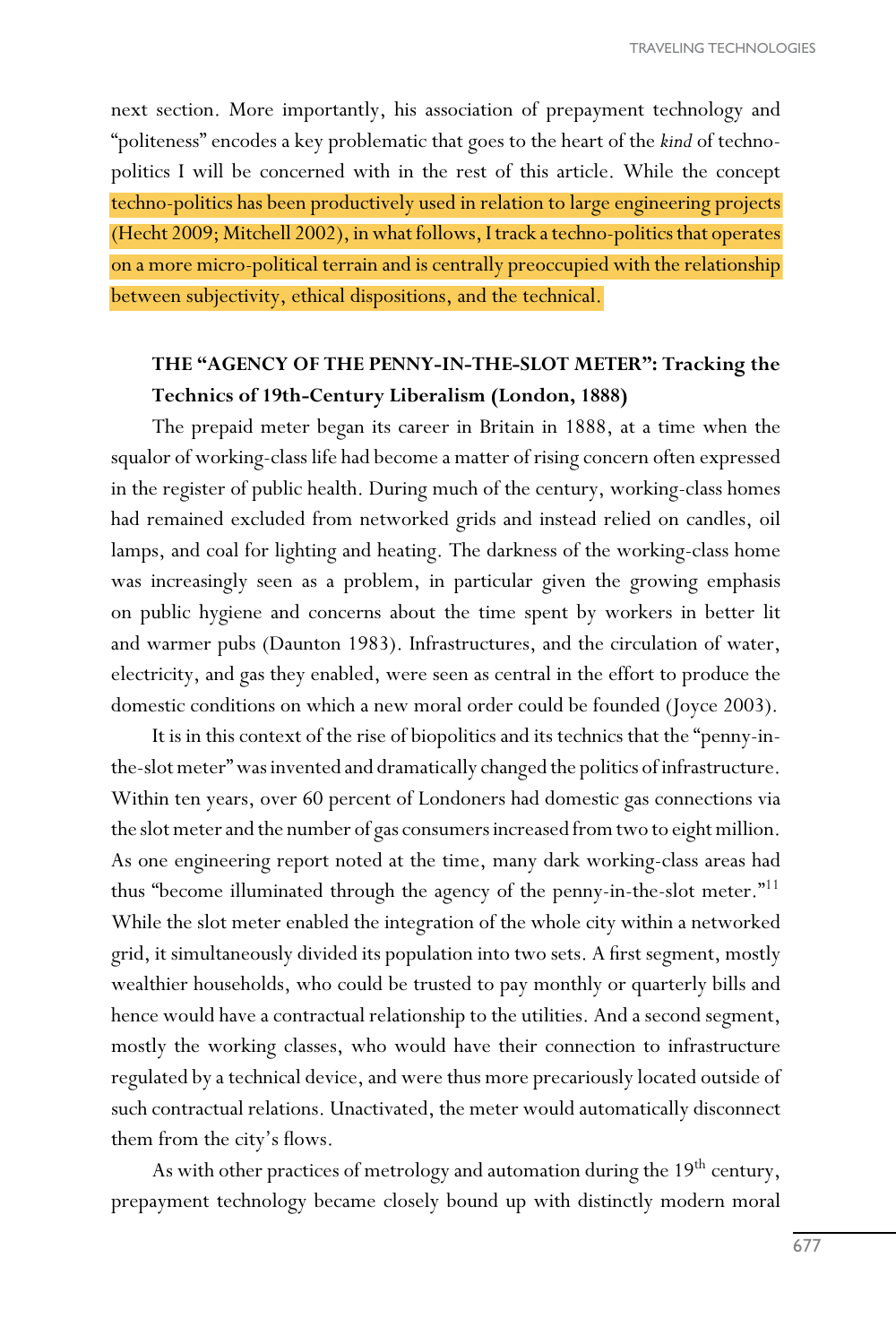next section. More importantly, his association of prepayment technology and "politeness" encodes a key problematic that goes to the heart of the *kind* of techno-politics I will be concerned with in the rest of this article. While the concept techno-politics has been productively used in relation to large engineering projects (Hecht 2009; Mitchell 2002), in what follows, I track a techno-politics that operates on a more micro-political terrain and is centrally preoccupied with the relationship between subjectivity, ethical dispositions, and the technical.

## THE "AGENCY OF THE PENNY-IN-THE-SLOT METER": Tracking the Technics of 19th-Century Liberalism (London, 1888)

The prepaid meter began its career in Britain in 1888, at a time when the squalor of working-class life had become a matter of rising concern often expressed in the register of public health. During much of the century, working-class homes had remained excluded from networked grids and instead relied on candles, oil lamps, and coal for lighting and heating. The darkness of the working-class home was increasingly seen as a problem, in particular given the growing emphasis on public hygiene and concerns about the time spent by workers in better lit and warmer pubs (Daunton 1983). Infrastructures, and the circulation of water, electricity, and gas they enabled, were seen as central in the effort to produce the domestic conditions on which a new moral order could be founded (Joyce 2003).

It is in this context of the rise of biopolitics and its technics that the "penny-in-the-slot meter" was invented and dramatically changed the politics of infrastructure. Within ten years, over 60 percent of Londoners had domestic gas connections via the slot meter and the number of gas consumers increased from two to eight million. As one engineering report noted at the time, many dark working-class areas had thus "become illuminated through the agency of the penny-in-the-slot meter."[11] While the slot meter enabled the integration of the whole city within a networked grid, it simultaneously divided its population into two sets. A first segment, mostly wealthier households, who could be trusted to pay monthly or quarterly bills and hence would have a contractual relationship to the utilities. And a second segment, mostly the working classes, who would have their connection to infrastructure regulated by a technical device, and were thus more precariously located outside of such contractual relations. Unactivated, the meter would automatically disconnect them from the city's flows.

As with other practices of metrology and automation during the 19th century, prepayment technology became closely bound up with distinctly modern moral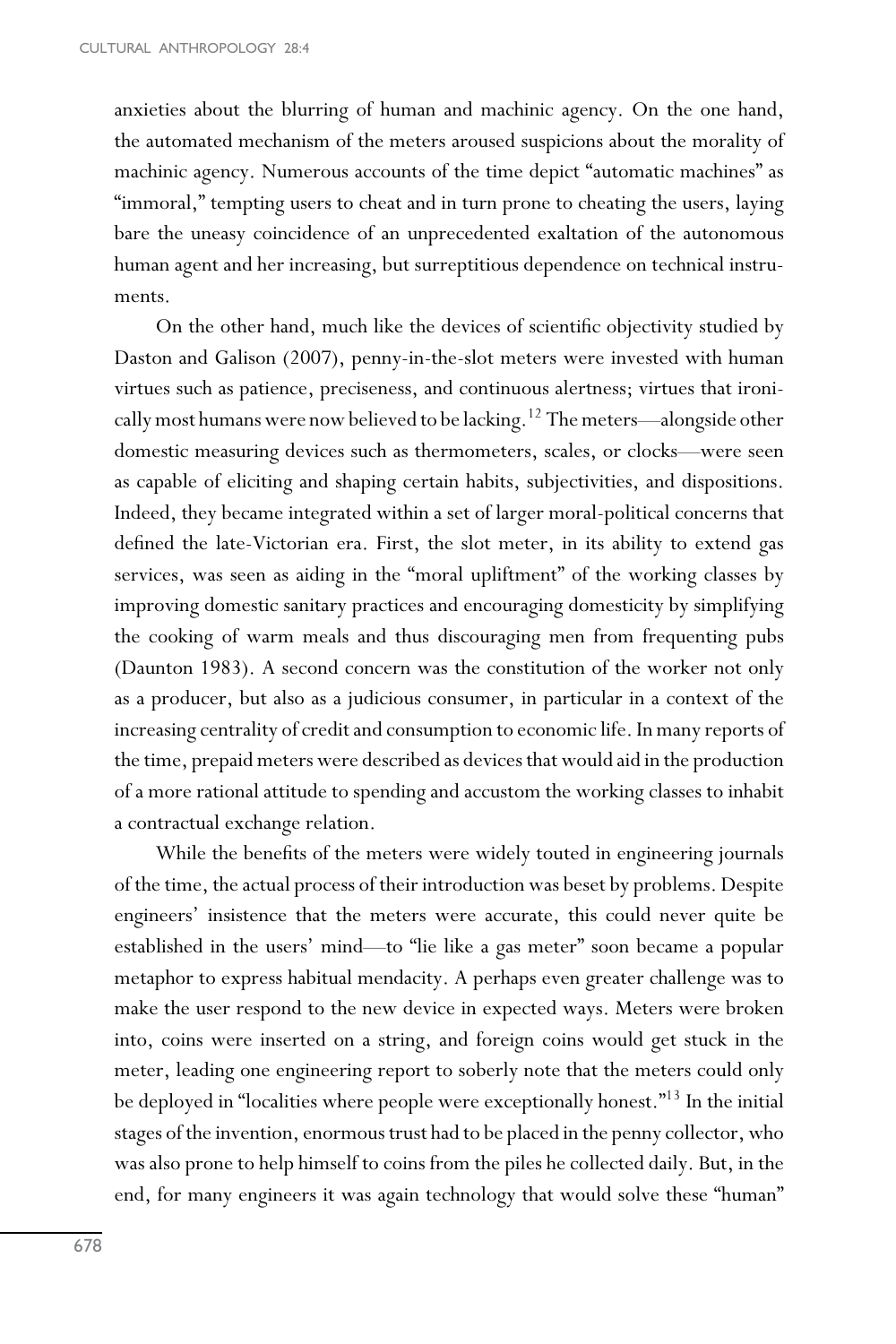anxieties about the blurring of human and machinic agency. On the one hand, the automated mechanism of the meters aroused suspicions about the morality of machinic agency. Numerous accounts of the time depict "automatic machines" as "immoral," tempting users to cheat and in turn prone to cheating the users, laying bare the uneasy coincidence of an unprecedented exaltation of the autonomous human agent and her increasing, but surreptitious dependence on technical instruments.

On the other hand, much like the devices of scientific objectivity studied by Daston and Galison (2007), penny-in-the-slot meters were invested with human virtues such as patience, preciseness, and continuous alertness; virtues that ironically most humans were now believed to be lacking.[12] The meters—alongside other domestic measuring devices such as thermometers, scales, or clocks—were seen as capable of eliciting and shaping certain habits, subjectivities, and dispositions. Indeed, they became integrated within a set of larger moral-political concerns that defined the late-Victorian era. First, the slot meter, in its ability to extend gas services, was seen as aiding in the "moral upliftment" of the working classes by improving domestic sanitary practices and encouraging domesticity by simplifying the cooking of warm meals and thus discouraging men from frequenting pubs (Daunton 1983). A second concern was the constitution of the worker not only as a producer, but also as a judicious consumer, in particular in a context of the increasing centrality of credit and consumption to economic life. In many reports of the time, prepaid meters were described as devices that would aid in the production of a more rational attitude to spending and accustom the working classes to inhabit a contractual exchange relation.

While the benefits of the meters were widely touted in engineering journals of the time, the actual process of their introduction was beset by problems. Despite engineers' insistence that the meters were accurate, this could never quite be established in the users' mind—to "lie like a gas meter" soon became a popular metaphor to express habitual mendacity. A perhaps even greater challenge was to make the user respond to the new device in expected ways. Meters were broken into, coins were inserted on a string, and foreign coins would get stuck in the meter, leading one engineering report to soberly note that the meters could only be deployed in "localities where people were exceptionally honest."[13] In the initial stages of the invention, enormous trust had to be placed in the penny collector, who was also prone to help himself to coins from the piles he collected daily. But, in the end, for many engineers it was again technology that would solve these "human"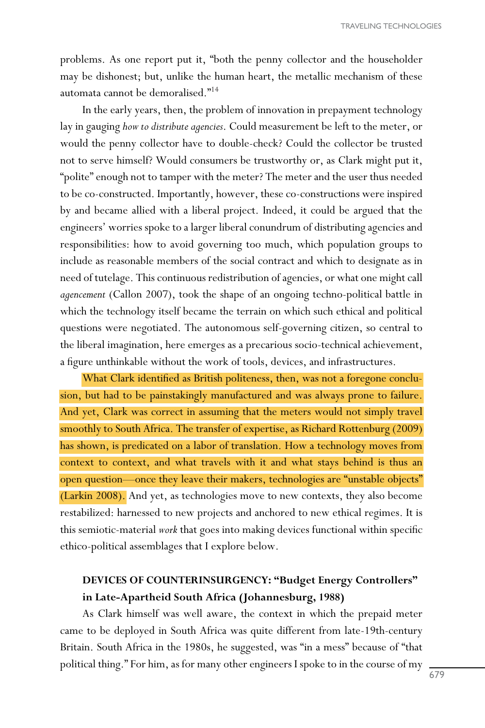problems. As one report put it, "both the penny collector and the householder may be dishonest; but, unlike the human heart, the metallic mechanism of these automata cannot be demoralised."[14]

In the early years, then, the problem of innovation in prepayment technology lay in gauging *how to distribute agencies*. Could measurement be left to the meter, or would the penny collector have to double-check? Could the collector be trusted not to serve himself? Would consumers be trustworthy or, as Clark might put it, "polite" enough not to tamper with the meter? The meter and the user thus needed to be co-constructed. Importantly, however, these co-constructions were inspired by and became allied with a liberal project. Indeed, it could be argued that the engineers' worries spoke to a larger liberal conundrum of distributing agencies and responsibilities: how to avoid governing too much, which population groups to include as reasonable members of the social contract and which to designate as in need of tutelage. This continuous redistribution of agencies, or what one might call *agencement* (Callon 2007), took the shape of an ongoing techno-political battle in which the technology itself became the terrain on which such ethical and political questions were negotiated. The autonomous self-governing citizen, so central to the liberal imagination, here emerges as a precarious socio-technical achievement, a figure unthinkable without the work of tools, devices, and infrastructures.

What Clark identified as British politeness, then, was not a foregone conclusion, but had to be painstakingly manufactured and was always prone to failure. And yet, Clark was correct in assuming that the meters would not simply travel smoothly to South Africa. The transfer of expertise, as Richard Rottenburg (2009) has shown, is predicated on a labor of translation. How a technology moves from context to context, and what travels with it and what stays behind is thus an open question—once they leave their makers, technologies are "unstable objects" (Larkin 2008). And yet, as technologies move to new contexts, they also become restabilized: harnessed to new projects and anchored to new ethical regimes. It is this semiotic-material *work* that goes into making devices functional within specific ethico-political assemblages that I explore below.

## DEVICES OF COUNTERINSURGENCY: "Budget Energy Controllers" in Late-Apartheid South Africa (Johannesburg, 1988)

As Clark himself was well aware, the context in which the prepaid meter came to be deployed in South Africa was quite different from late-19th-century Britain. South Africa in the 1980s, he suggested, was "in a mess" because of "that political thing." For him, as for many other engineers I spoke to in the course of my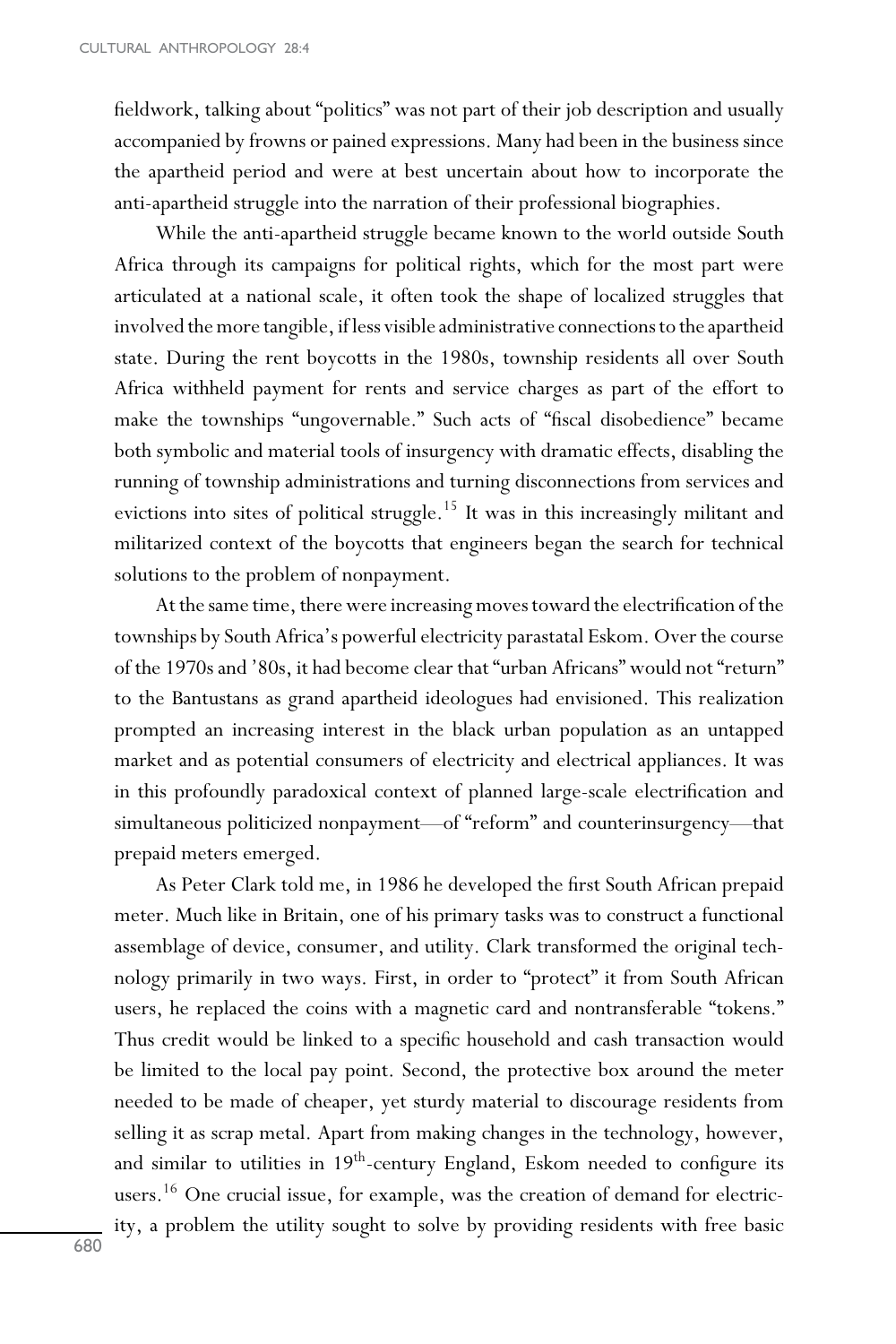fieldwork, talking about "politics" was not part of their job description and usually accompanied by frowns or pained expressions. Many had been in the business since the apartheid period and were at best uncertain about how to incorporate the anti-apartheid struggle into the narration of their professional biographies.

While the anti-apartheid struggle became known to the world outside South Africa through its campaigns for political rights, which for the most part were articulated at a national scale, it often took the shape of localized struggles that involved the more tangible, if less visible administrative connections to the apartheid state. During the rent boycotts in the 1980s, township residents all over South Africa withheld payment for rents and service charges as part of the effort to make the townships "ungovernable." Such acts of "fiscal disobedience" became both symbolic and material tools of insurgency with dramatic effects, disabling the running of township administrations and turning disconnections from services and evictions into sites of political struggle.[15] It was in this increasingly militant and militarized context of the boycotts that engineers began the search for technical solutions to the problem of nonpayment.

At the same time, there were increasing moves toward the electrification of the townships by South Africa's powerful electricity parastatal Eskom. Over the course of the 1970s and '80s, it had become clear that "urban Africans" would not "return" to the Bantustans as grand apartheid ideologues had envisioned. This realization prompted an increasing interest in the black urban population as an untapped market and as potential consumers of electricity and electrical appliances. It was in this profoundly paradoxical context of planned large-scale electrification and simultaneous politicized nonpayment—of "reform" and counterinsurgency—that prepaid meters emerged.

As Peter Clark told me, in 1986 he developed the first South African prepaid meter. Much like in Britain, one of his primary tasks was to construct a functional assemblage of device, consumer, and utility. Clark transformed the original technology primarily in two ways. First, in order to "protect" it from South African users, he replaced the coins with a magnetic card and nontransferable "tokens." Thus credit would be linked to a specific household and cash transaction would be limited to the local pay point. Second, the protective box around the meter needed to be made of cheaper, yet sturdy material to discourage residents from selling it as scrap metal. Apart from making changes in the technology, however, and similar to utilities in 19th-century England, Eskom needed to configure its users.[16] One crucial issue, for example, was the creation of demand for electricity, a problem the utility sought to solve by providing residents with free basic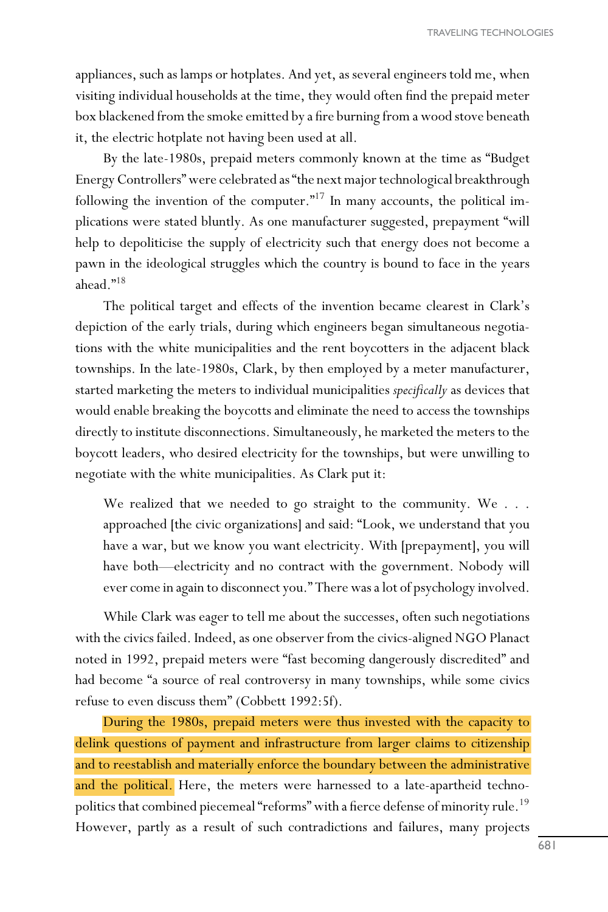appliances, such as lamps or hotplates. And yet, as several engineers told me, when visiting individual households at the time, they would often find the prepaid meter box blackened from the smoke emitted by a fire burning from a wood stove beneath it, the electric hotplate not having been used at all.

By the late-1980s, prepaid meters commonly known at the time as "Budget Energy Controllers" were celebrated as "the next major technological breakthrough following the invention of the computer."[17] In many accounts, the political implications were stated bluntly. As one manufacturer suggested, prepayment "will help to depoliticise the supply of electricity such that energy does not become a pawn in the ideological struggles which the country is bound to face in the years ahead."[18]

The political target and effects of the invention became clearest in Clark's depiction of the early trials, during which engineers began simultaneous negotiations with the white municipalities and the rent boycotters in the adjacent black townships. In the late-1980s, Clark, by then employed by a meter manufacturer, started marketing the meters to individual municipalities *specifically* as devices that would enable breaking the boycotts and eliminate the need to access the townships directly to institute disconnections. Simultaneously, he marketed the meters to the boycott leaders, who desired electricity for the townships, but were unwilling to negotiate with the white municipalities. As Clark put it:

> We realized that we needed to go straight to the community. We . . . approached [the civic organizations] and said: "Look, we understand that you have a war, but we know you want electricity. With [prepayment], you will have both—electricity and no contract with the government. Nobody will ever come in again to disconnect you." There was a lot of psychology involved.

While Clark was eager to tell me about the successes, often such negotiations with the civics failed. Indeed, as one observer from the civics-aligned NGO Planact noted in 1992, prepaid meters were "fast becoming dangerously discredited" and had become "a source of real controversy in many townships, while some civics refuse to even discuss them" (Cobbett 1992:5f).

During the 1980s, prepaid meters were thus invested with the capacity to delink questions of payment and infrastructure from larger claims to citizenship and to reestablish and materially enforce the boundary between the administrative and the political. Here, the meters were harnessed to a late-apartheid technopolitics that combined piecemeal "reforms" with a fierce defense of minority rule.[19] However, partly as a result of such contradictions and failures, many projects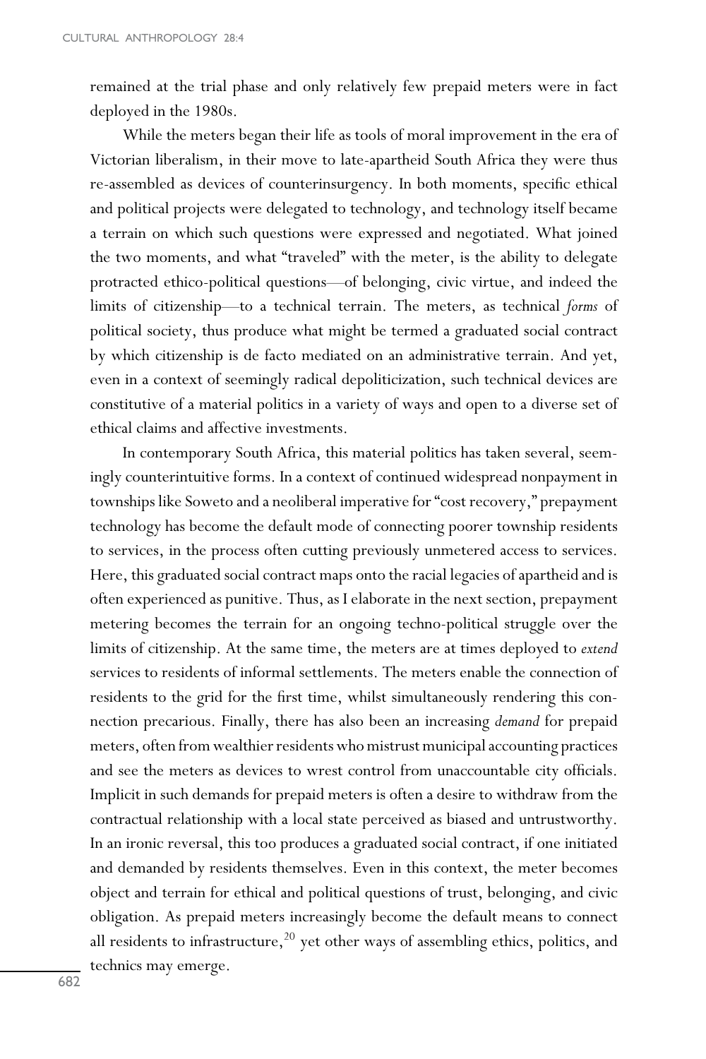remained at the trial phase and only relatively few prepaid meters were in fact deployed in the 1980s.

While the meters began their life as tools of moral improvement in the era of Victorian liberalism, in their move to late-apartheid South Africa they were thus re-assembled as devices of counterinsurgency. In both moments, specific ethical and political projects were delegated to technology, and technology itself became a terrain on which such questions were expressed and negotiated. What joined the two moments, and what "traveled" with the meter, is the ability to delegate protracted ethico-political questions—of belonging, civic virtue, and indeed the limits of citizenship—to a technical terrain. The meters, as technical *forms* of political society, thus produce what might be termed a graduated social contract by which citizenship is de facto mediated on an administrative terrain. And yet, even in a context of seemingly radical depoliticization, such technical devices are constitutive of a material politics in a variety of ways and open to a diverse set of ethical claims and affective investments.

In contemporary South Africa, this material politics has taken several, seemingly counterintuitive forms. In a context of continued widespread nonpayment in townships like Soweto and a neoliberal imperative for "cost recovery," prepayment technology has become the default mode of connecting poorer township residents to services, in the process often cutting previously unmetered access to services. Here, this graduated social contract maps onto the racial legacies of apartheid and is often experienced as punitive. Thus, as I elaborate in the next section, prepayment metering becomes the terrain for an ongoing techno-political struggle over the limits of citizenship. At the same time, the meters are at times deployed to *extend* services to residents of informal settlements. The meters enable the connection of residents to the grid for the first time, whilst simultaneously rendering this connection precarious. Finally, there has also been an increasing *demand* for prepaid meters, often from wealthier residents who mistrust municipal accounting practices and see the meters as devices to wrest control from unaccountable city officials. Implicit in such demands for prepaid meters is often a desire to withdraw from the contractual relationship with a local state perceived as biased and untrustworthy. In an ironic reversal, this too produces a graduated social contract, if one initiated and demanded by residents themselves. Even in this context, the meter becomes object and terrain for ethical and political questions of trust, belonging, and civic obligation. As prepaid meters increasingly become the default means to connect all residents to infrastructure,[20] yet other ways of assembling ethics, politics, and technics may emerge.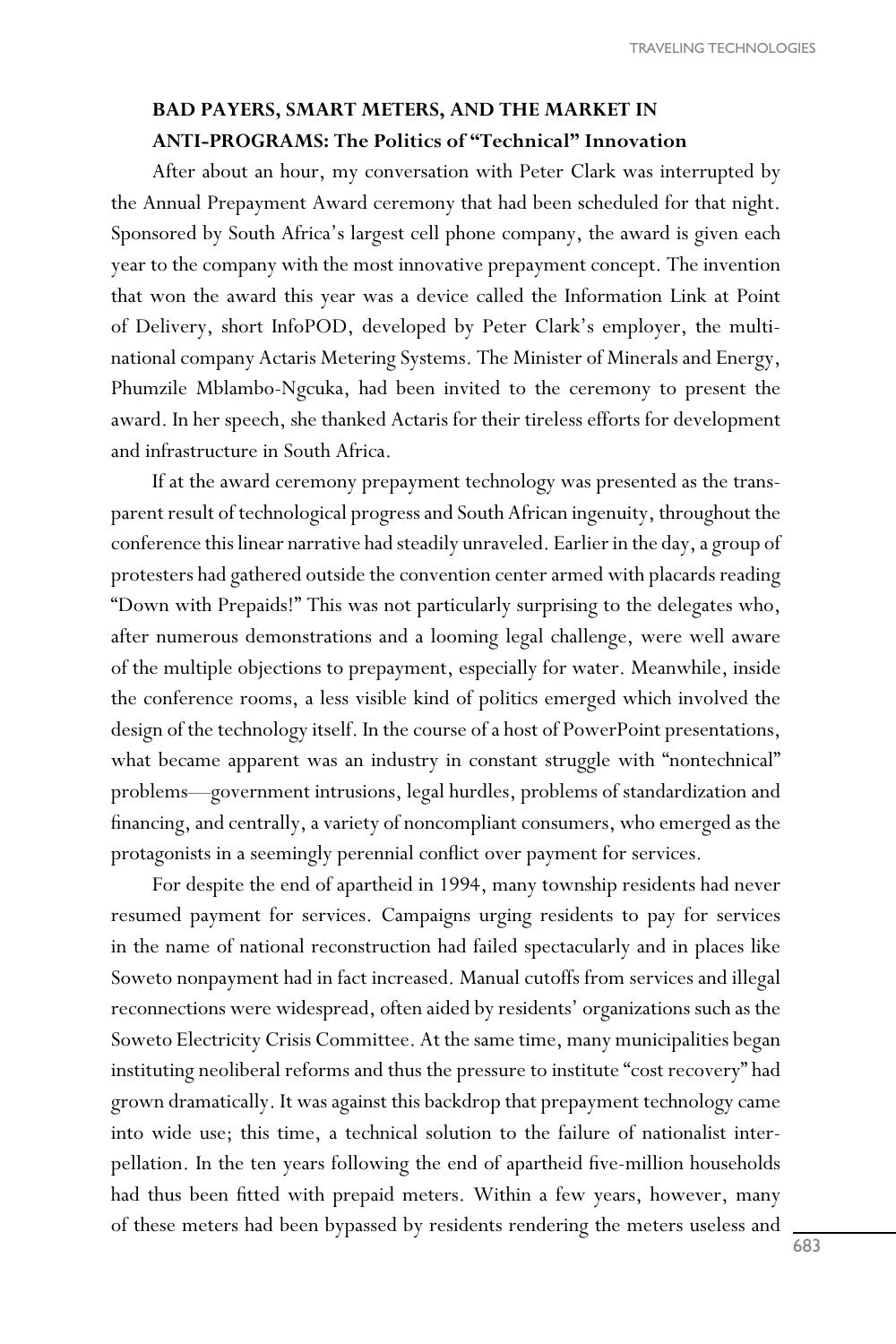## BAD PAYERS, SMART METERS, AND THE MARKET IN ANTI-PROGRAMS: The Politics of "Technical" Innovation

After about an hour, my conversation with Peter Clark was interrupted by the Annual Prepayment Award ceremony that had been scheduled for that night. Sponsored by South Africa's largest cell phone company, the award is given each year to the company with the most innovative prepayment concept. The invention that won the award this year was a device called the Information Link at Point of Delivery, short InfoPOD, developed by Peter Clark's employer, the multinational company Actaris Metering Systems. The Minister of Minerals and Energy, Phumzile Mblambo-Ngcuka, had been invited to the ceremony to present the award. In her speech, she thanked Actaris for their tireless efforts for development and infrastructure in South Africa.

If at the award ceremony prepayment technology was presented as the transparent result of technological progress and South African ingenuity, throughout the conference this linear narrative had steadily unraveled. Earlier in the day, a group of protesters had gathered outside the convention center armed with placards reading "Down with Prepaids!" This was not particularly surprising to the delegates who, after numerous demonstrations and a looming legal challenge, were well aware of the multiple objections to prepayment, especially for water. Meanwhile, inside the conference rooms, a less visible kind of politics emerged which involved the design of the technology itself. In the course of a host of PowerPoint presentations, what became apparent was an industry in constant struggle with "nontechnical" problems—government intrusions, legal hurdles, problems of standardization and financing, and centrally, a variety of noncompliant consumers, who emerged as the protagonists in a seemingly perennial conflict over payment for services.

For despite the end of apartheid in 1994, many township residents had never resumed payment for services. Campaigns urging residents to pay for services in the name of national reconstruction had failed spectacularly and in places like Soweto nonpayment had in fact increased. Manual cutoffs from services and illegal reconnections were widespread, often aided by residents' organizations such as the Soweto Electricity Crisis Committee. At the same time, many municipalities began instituting neoliberal reforms and thus the pressure to institute "cost recovery" had grown dramatically. It was against this backdrop that prepayment technology came into wide use; this time, a technical solution to the failure of nationalist interpellation. In the ten years following the end of apartheid five-million households had thus been fitted with prepaid meters. Within a few years, however, many of these meters had been bypassed by residents rendering the meters useless and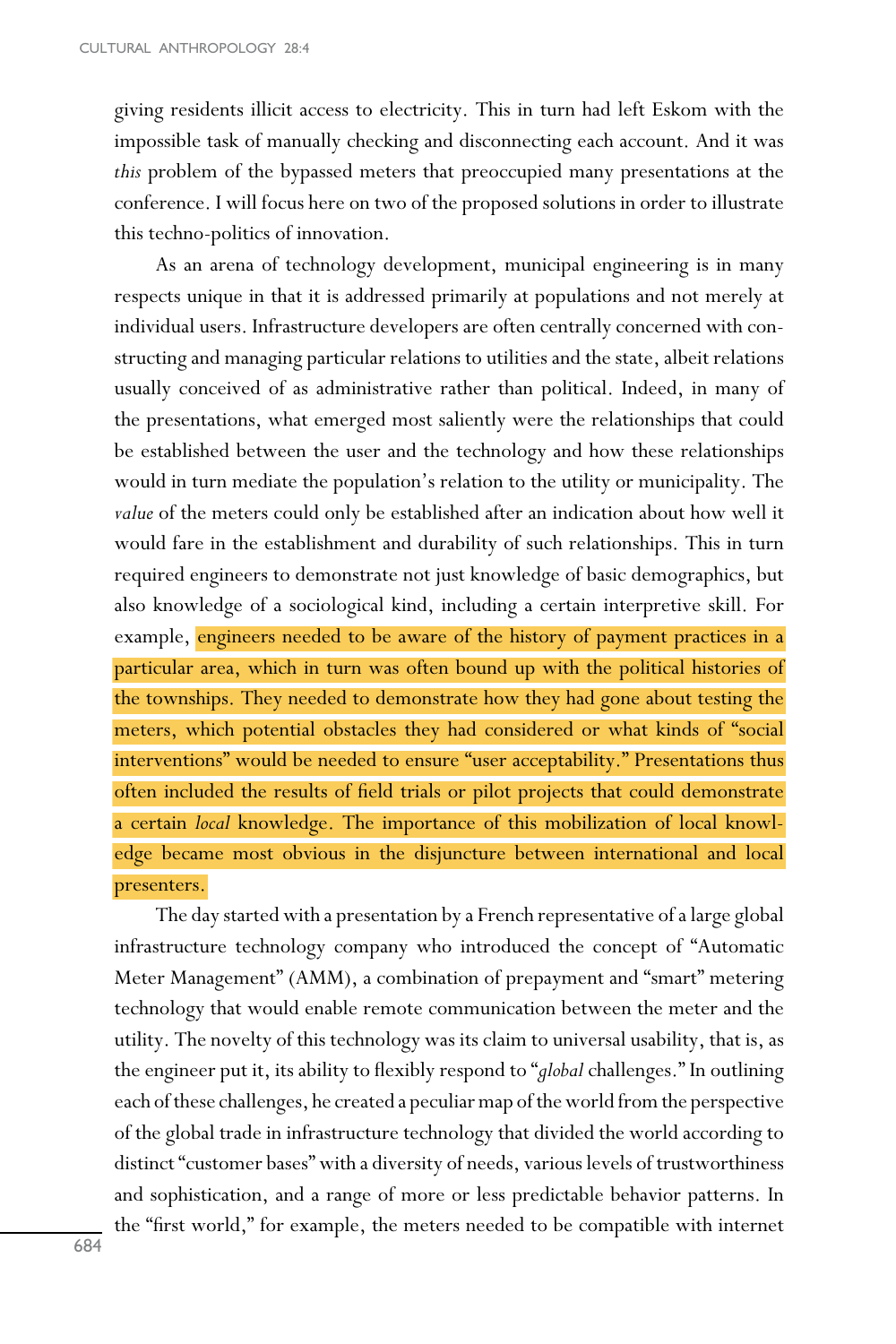giving residents illicit access to electricity. This in turn had left Eskom with the impossible task of manually checking and disconnecting each account. And it was *this* problem of the bypassed meters that preoccupied many presentations at the conference. I will focus here on two of the proposed solutions in order to illustrate this techno-politics of innovation.

As an arena of technology development, municipal engineering is in many respects unique in that it is addressed primarily at populations and not merely at individual users. Infrastructure developers are often centrally concerned with constructing and managing particular relations to utilities and the state, albeit relations usually conceived of as administrative rather than political. Indeed, in many of the presentations, what emerged most saliently were the relationships that could be established between the user and the technology and how these relationships would in turn mediate the population's relation to the utility or municipality. The *value* of the meters could only be established after an indication about how well it would fare in the establishment and durability of such relationships. This in turn required engineers to demonstrate not just knowledge of basic demographics, but also knowledge of a sociological kind, including a certain interpretive skill. For example, engineers needed to be aware of the history of payment practices in a particular area, which in turn was often bound up with the political histories of the townships. They needed to demonstrate how they had gone about testing the meters, which potential obstacles they had considered or what kinds of "social interventions" would be needed to ensure "user acceptability." Presentations thus often included the results of field trials or pilot projects that could demonstrate a certain *local* knowledge. The importance of this mobilization of local knowledge became most obvious in the disjuncture between international and local presenters.

The day started with a presentation by a French representative of a large global infrastructure technology company who introduced the concept of "Automatic Meter Management" (AMM), a combination of prepayment and "smart" metering technology that would enable remote communication between the meter and the utility. The novelty of this technology was its claim to universal usability, that is, as the engineer put it, its ability to flexibly respond to "*global* challenges." In outlining each of these challenges, he created a peculiar map of the world from the perspective of the global trade in infrastructure technology that divided the world according to distinct "customer bases" with a diversity of needs, various levels of trustworthiness and sophistication, and a range of more or less predictable behavior patterns. In the "first world," for example, the meters needed to be compatible with internet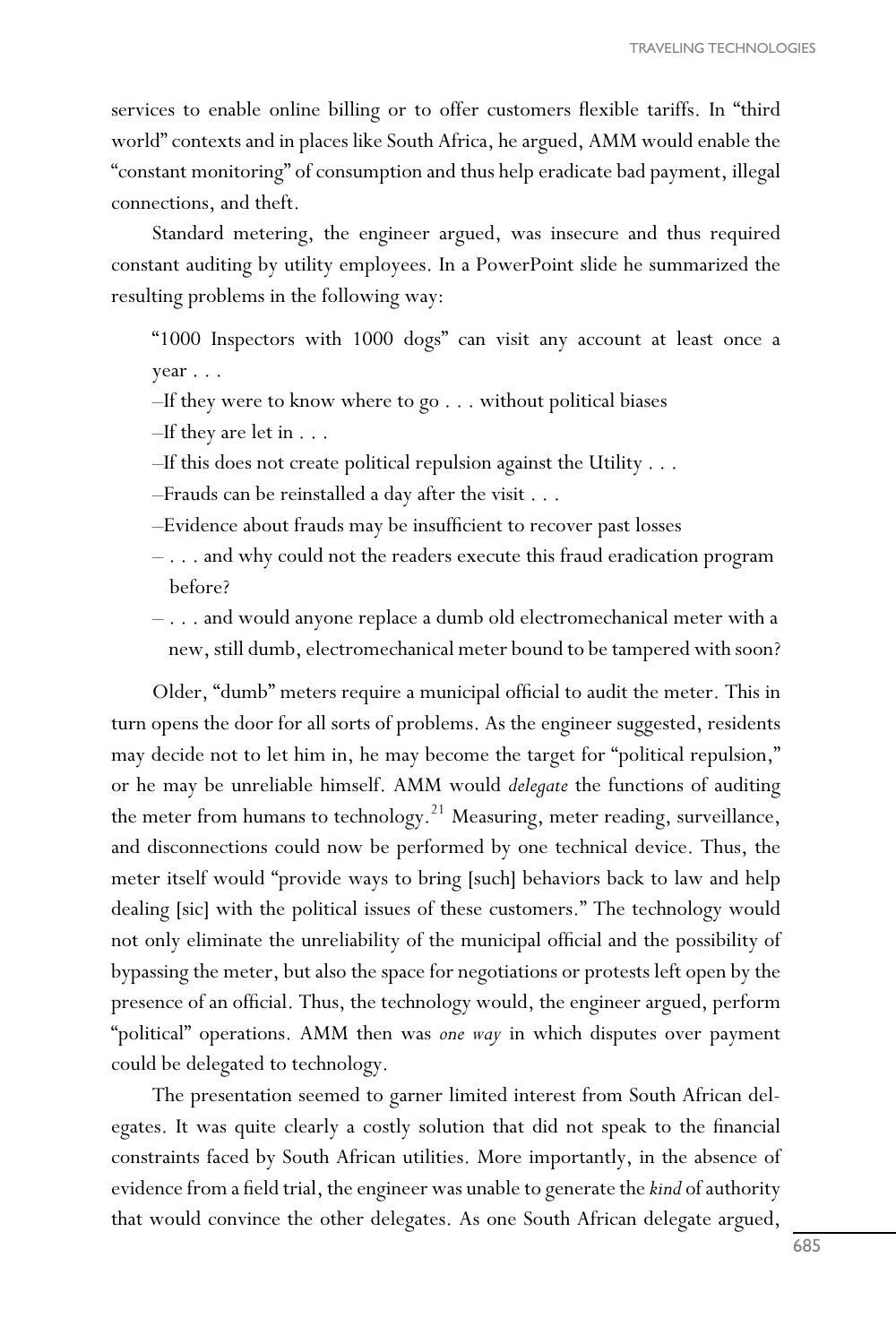services to enable online billing or to offer customers flexible tariffs. In "third world" contexts and in places like South Africa, he argued, AMM would enable the "constant monitoring" of consumption and thus help eradicate bad payment, illegal connections, and theft.

Standard metering, the engineer argued, was insecure and thus required constant auditing by utility employees. In a PowerPoint slide he summarized the resulting problems in the following way:

> "1000 Inspectors with 1000 dogs" can visit any account at least once a year . . .
>
> –If they were to know where to go . . . without political biases
>
> –If they are let in . . .
>
> –If this does not create political repulsion against the Utility . . .
>
> –Frauds can be reinstalled a day after the visit . . .
>
> –Evidence about frauds may be insufficient to recover past losses
>
> – . . . and why could not the readers execute this fraud eradication program before?
>
> – . . . and would anyone replace a dumb old electromechanical meter with a new, still dumb, electromechanical meter bound to be tampered with soon?

Older, "dumb" meters require a municipal official to audit the meter. This in turn opens the door for all sorts of problems. As the engineer suggested, residents may decide not to let him in, he may become the target for "political repulsion," or he may be unreliable himself. AMM would *delegate* the functions of auditing the meter from humans to technology.[21] Measuring, meter reading, surveillance, and disconnections could now be performed by one technical device. Thus, the meter itself would "provide ways to bring [such] behaviors back to law and help dealing [sic] with the political issues of these customers." The technology would not only eliminate the unreliability of the municipal official and the possibility of bypassing the meter, but also the space for negotiations or protests left open by the presence of an official. Thus, the technology would, the engineer argued, perform "political" operations. AMM then was *one way* in which disputes over payment could be delegated to technology.

The presentation seemed to garner limited interest from South African delegates. It was quite clearly a costly solution that did not speak to the financial constraints faced by South African utilities. More importantly, in the absence of evidence from a field trial, the engineer was unable to generate the *kind* of authority that would convince the other delegates. As one South African delegate argued,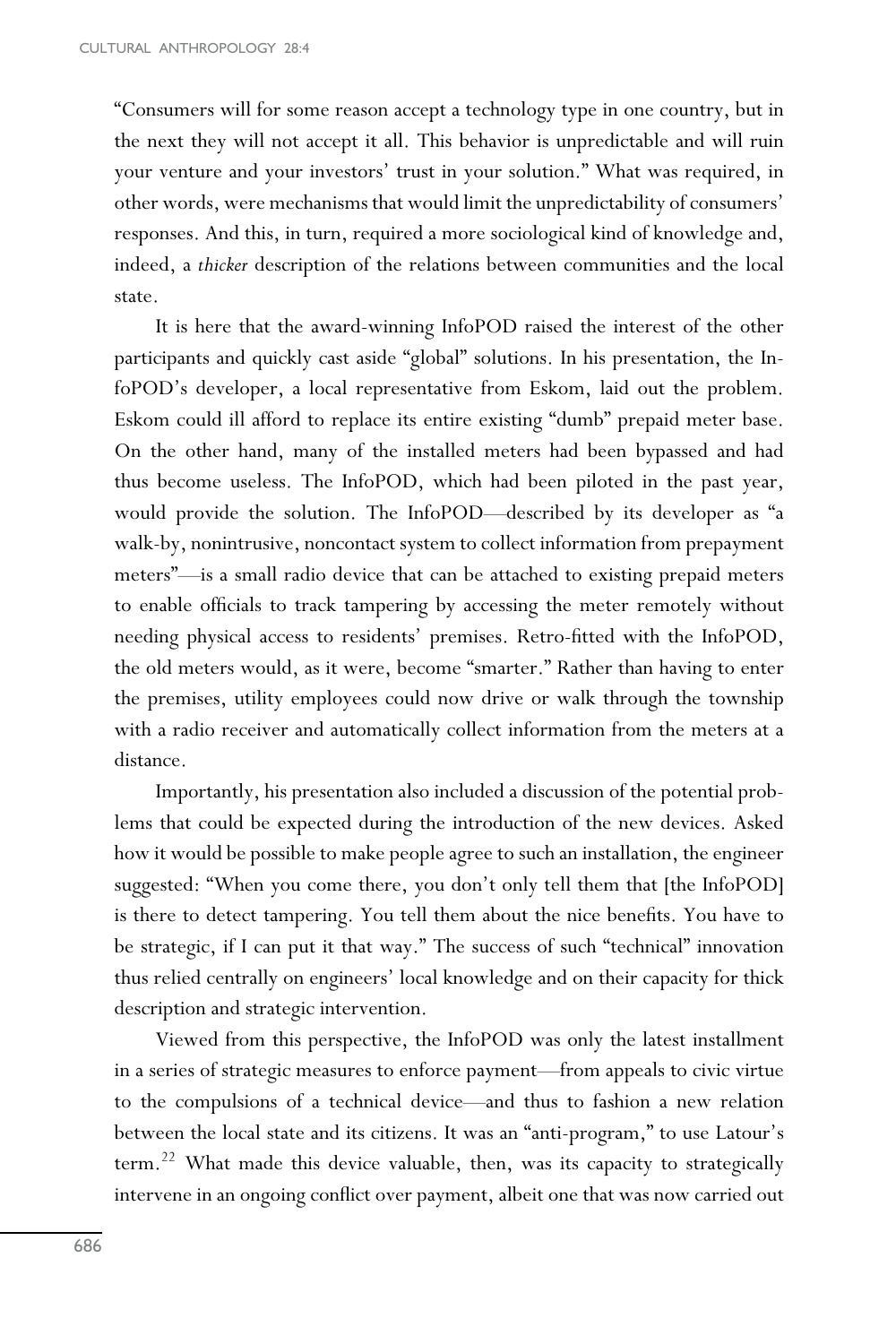"Consumers will for some reason accept a technology type in one country, but in the next they will not accept it all. This behavior is unpredictable and will ruin your venture and your investors' trust in your solution." What was required, in other words, were mechanisms that would limit the unpredictability of consumers' responses. And this, in turn, required a more sociological kind of knowledge and, indeed, a *thicker* description of the relations between communities and the local state.

It is here that the award-winning InfoPOD raised the interest of the other participants and quickly cast aside "global" solutions. In his presentation, the InfoPOD's developer, a local representative from Eskom, laid out the problem. Eskom could ill afford to replace its entire existing "dumb" prepaid meter base. On the other hand, many of the installed meters had been bypassed and had thus become useless. The InfoPOD, which had been piloted in the past year, would provide the solution. The InfoPOD—described by its developer as "a walk-by, nonintrusive, noncontact system to collect information from prepayment meters"—is a small radio device that can be attached to existing prepaid meters to enable officials to track tampering by accessing the meter remotely without needing physical access to residents' premises. Retro-fitted with the InfoPOD, the old meters would, as it were, become "smarter." Rather than having to enter the premises, utility employees could now drive or walk through the township with a radio receiver and automatically collect information from the meters at a distance.

Importantly, his presentation also included a discussion of the potential problems that could be expected during the introduction of the new devices. Asked how it would be possible to make people agree to such an installation, the engineer suggested: "When you come there, you don't only tell them that [the InfoPOD] is there to detect tampering. You tell them about the nice benefits. You have to be strategic, if I can put it that way." The success of such "technical" innovation thus relied centrally on engineers' local knowledge and on their capacity for thick description and strategic intervention.

Viewed from this perspective, the InfoPOD was only the latest installment in a series of strategic measures to enforce payment—from appeals to civic virtue to the compulsions of a technical device—and thus to fashion a new relation between the local state and its citizens. It was an "anti-program," to use Latour's term.[22] What made this device valuable, then, was its capacity to strategically intervene in an ongoing conflict over payment, albeit one that was now carried out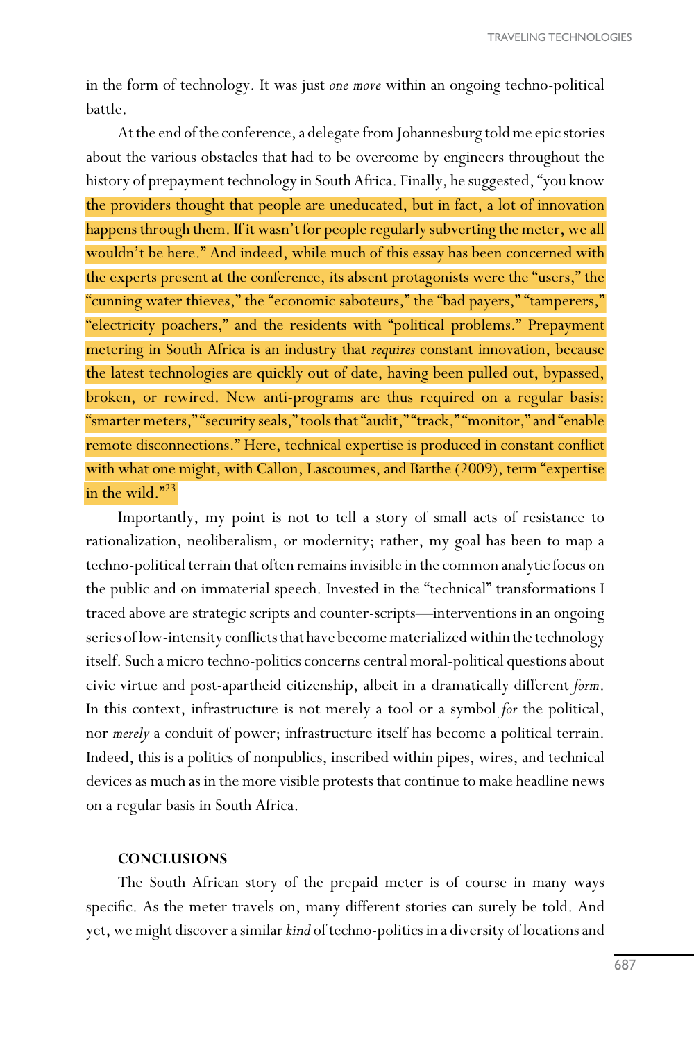in the form of technology. It was just *one move* within an ongoing techno-political battle.

At the end of the conference, a delegate from Johannesburg told me epic stories about the various obstacles that had to be overcome by engineers throughout the history of prepayment technology in South Africa. Finally, he suggested, "you know the providers thought that people are uneducated, but in fact, a lot of innovation happens through them. If it wasn't for people regularly subverting the meter, we all wouldn't be here." And indeed, while much of this essay has been concerned with the experts present at the conference, its absent protagonists were the "users," the "cunning water thieves," the "economic saboteurs," the "bad payers," "tamperers," "electricity poachers," and the residents with "political problems." Prepayment metering in South Africa is an industry that *requires* constant innovation, because the latest technologies are quickly out of date, having been pulled out, bypassed, broken, or rewired. New anti-programs are thus required on a regular basis: "smarter meters," "security seals," tools that "audit," "track," "monitor," and "enable remote disconnections." Here, technical expertise is produced in constant conflict with what one might, with Callon, Lascoumes, and Barthe (2009), term "expertise in the wild."[23]

Importantly, my point is not to tell a story of small acts of resistance to rationalization, neoliberalism, or modernity; rather, my goal has been to map a techno-political terrain that often remains invisible in the common analytic focus on the public and on immaterial speech. Invested in the "technical" transformations I traced above are strategic scripts and counter-scripts—interventions in an ongoing series of low-intensity conflicts that have become materialized within the technology itself. Such a micro techno-politics concerns central moral-political questions about civic virtue and post-apartheid citizenship, albeit in a dramatically different *form*. In this context, infrastructure is not merely a tool or a symbol *for* the political, nor *merely* a conduit of power; infrastructure itself has become a political terrain. Indeed, this is a politics of nonpublics, inscribed within pipes, wires, and technical devices as much as in the more visible protests that continue to make headline news on a regular basis in South Africa.

## CONCLUSIONS

The South African story of the prepaid meter is of course in many ways specific. As the meter travels on, many different stories can surely be told. And yet, we might discover a similar *kind* of techno-politics in a diversity of locations and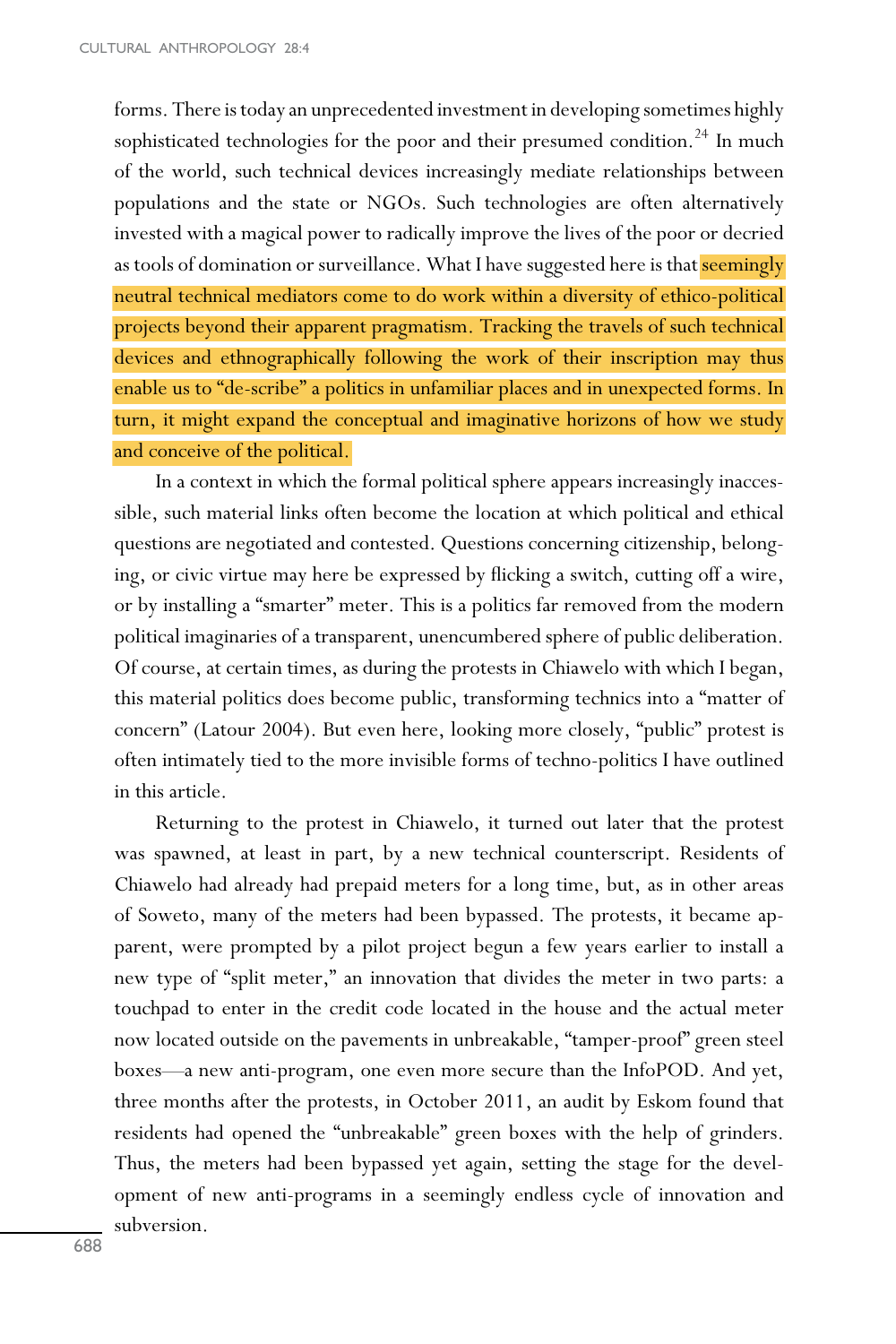forms. There is today an unprecedented investment in developing sometimes highly sophisticated technologies for the poor and their presumed condition.[24] In much of the world, such technical devices increasingly mediate relationships between populations and the state or NGOs. Such technologies are often alternatively invested with a magical power to radically improve the lives of the poor or decried as tools of domination or surveillance. What I have suggested here is that seemingly neutral technical mediators come to do work within a diversity of ethico-political projects beyond their apparent pragmatism. Tracking the travels of such technical devices and ethnographically following the work of their inscription may thus enable us to "de-scribe" a politics in unfamiliar places and in unexpected forms. In turn, it might expand the conceptual and imaginative horizons of how we study and conceive of the political.

In a context in which the formal political sphere appears increasingly inaccessible, such material links often become the location at which political and ethical questions are negotiated and contested. Questions concerning citizenship, belonging, or civic virtue may here be expressed by flicking a switch, cutting off a wire, or by installing a "smarter" meter. This is a politics far removed from the modern political imaginaries of a transparent, unencumbered sphere of public deliberation. Of course, at certain times, as during the protests in Chiawelo with which I began, this material politics does become public, transforming technics into a "matter of concern" (Latour 2004). But even here, looking more closely, "public" protest is often intimately tied to the more invisible forms of techno-politics I have outlined in this article.

Returning to the protest in Chiawelo, it turned out later that the protest was spawned, at least in part, by a new technical counterscript. Residents of Chiawelo had already had prepaid meters for a long time, but, as in other areas of Soweto, many of the meters had been bypassed. The protests, it became apparent, were prompted by a pilot project begun a few years earlier to install a new type of "split meter," an innovation that divides the meter in two parts: a touchpad to enter in the credit code located in the house and the actual meter now located outside on the pavements in unbreakable, "tamper-proof" green steel boxes—a new anti-program, one even more secure than the InfoPOD. And yet, three months after the protests, in October 2011, an audit by Eskom found that residents had opened the "unbreakable" green boxes with the help of grinders. Thus, the meters had been bypassed yet again, setting the stage for the development of new anti-programs in a seemingly endless cycle of innovation and subversion.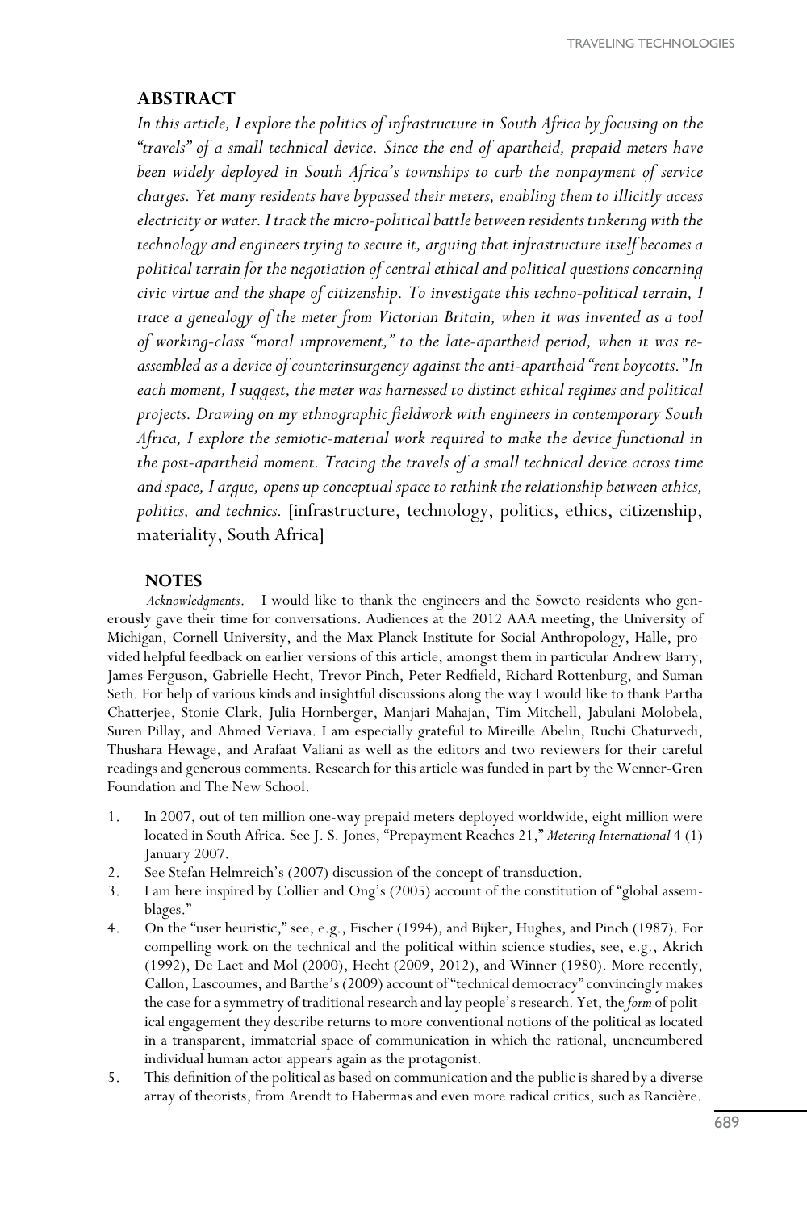## ABSTRACT

*In this article, I explore the politics of infrastructure in South Africa by focusing on the "travels" of a small technical device. Since the end of apartheid, prepaid meters have been widely deployed in South Africa's townships to curb the nonpayment of service charges. Yet many residents have bypassed their meters, enabling them to illicitly access electricity or water. I track the micro-political battle between residents tinkering with the technology and engineers trying to secure it, arguing that infrastructure itself becomes a political terrain for the negotiation of central ethical and political questions concerning civic virtue and the shape of citizenship. To investigate this techno-political terrain, I trace a genealogy of the meter from Victorian Britain, when it was invented as a tool of working-class "moral improvement," to the late-apartheid period, when it was re-assembled as a device of counterinsurgency against the anti-apartheid "rent boycotts." In each moment, I suggest, the meter was harnessed to distinct ethical regimes and political projects. Drawing on my ethnographic fieldwork with engineers in contemporary South Africa, I explore the semiotic-material work required to make the device functional in the post-apartheid moment. Tracing the travels of a small technical device across time and space, I argue, opens up conceptual space to rethink the relationship between ethics, politics, and technics.* [infrastructure, technology, politics, ethics, citizenship, materiality, South Africa]

## NOTES

*Acknowledgments*. I would like to thank the engineers and the Soweto residents who generously gave their time for conversations. Audiences at the 2012 AAA meeting, the University of Michigan, Cornell University, and the Max Planck Institute for Social Anthropology, Halle, provided helpful feedback on earlier versions of this article, amongst them in particular Andrew Barry, James Ferguson, Gabrielle Hecht, Trevor Pinch, Peter Redfield, Richard Rottenburg, and Suman Seth. For help of various kinds and insightful discussions along the way I would like to thank Partha Chatterjee, Stonie Clark, Julia Hornberger, Manjari Mahajan, Tim Mitchell, Jabulani Molobela, Suren Pillay, and Ahmed Veriava. I am especially grateful to Mireille Abelin, Ruchi Chaturvedi, Thushara Hewage, and Arafaat Valiani as well as the editors and two reviewers for their careful readings and generous comments. Research for this article was funded in part by the Wenner-Gren Foundation and The New School.

1. In 2007, out of ten million one-way prepaid meters deployed worldwide, eight million were located in South Africa. See J. S. Jones, "Prepayment Reaches 21," *Metering International* 4 (1) January 2007.
2. See Stefan Helmreich's (2007) discussion of the concept of transduction.
3. I am here inspired by Collier and Ong's (2005) account of the constitution of "global assemblages."
4. On the "user heuristic," see, e.g., Fischer (1994), and Bijker, Hughes, and Pinch (1987). For compelling work on the technical and the political within science studies, see, e.g., Akrich (1992), De Laet and Mol (2000), Hecht (2009, 2012), and Winner (1980). More recently, Callon, Lascoumes, and Barthe's (2009) account of "technical democracy" convincingly makes the case for a symmetry of traditional research and lay people's research. Yet, the *form* of political engagement they describe returns to more conventional notions of the political as located in a transparent, immaterial space of communication in which the rational, unencumbered individual human actor appears again as the protagonist.
5. This definition of the political as based on communication and the public is shared by a diverse array of theorists, from Arendt to Habermas and even more radical critics, such as Rancière.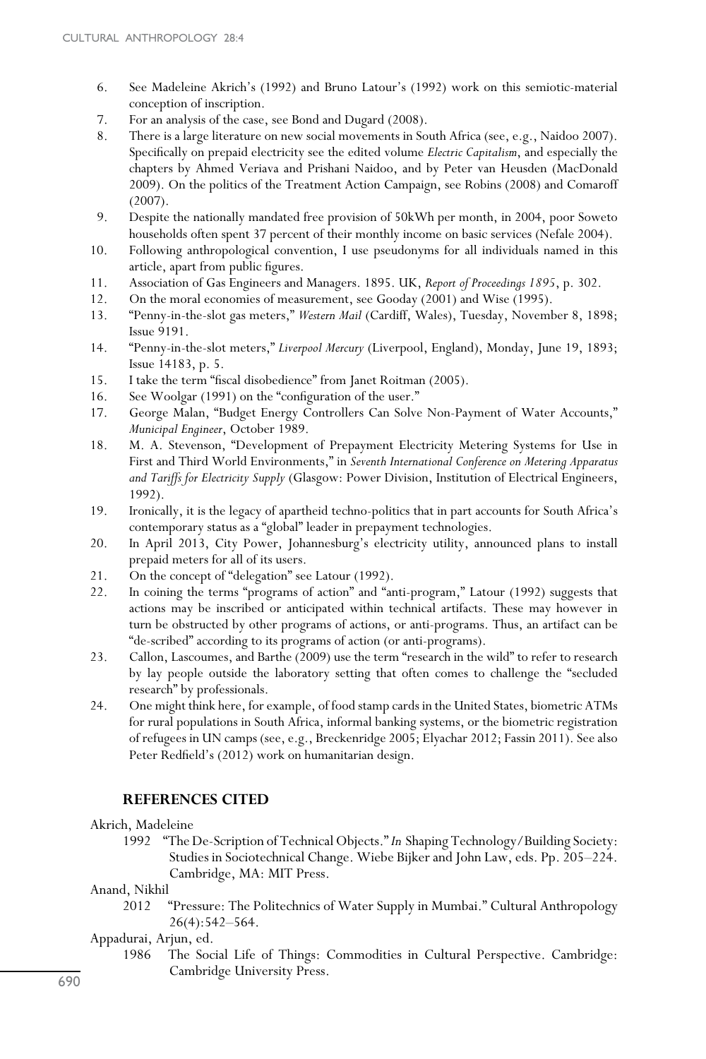6. See Madeleine Akrich's (1992) and Bruno Latour's (1992) work on this semiotic-material conception of inscription.
7. For an analysis of the case, see Bond and Dugard (2008).
8. There is a large literature on new social movements in South Africa (see, e.g., Naidoo 2007). Specifically on prepaid electricity see the edited volume *Electric Capitalism*, and especially the chapters by Ahmed Veriava and Prishani Naidoo, and by Peter van Heusden (MacDonald 2009). On the politics of the Treatment Action Campaign, see Robins (2008) and Comaroff (2007).
9. Despite the nationally mandated free provision of 50kWh per month, in 2004, poor Soweto households often spent 37 percent of their monthly income on basic services (Nefale 2004).
10. Following anthropological convention, I use pseudonyms for all individuals named in this article, apart from public figures.
11. Association of Gas Engineers and Managers. 1895. UK, *Report of Proceedings 1895*, p. 302.
12. On the moral economies of measurement, see Gooday (2001) and Wise (1995).
13. "Penny-in-the-slot gas meters," *Western Mail* (Cardiff, Wales), Tuesday, November 8, 1898; Issue 9191.
14. "Penny-in-the-slot meters," *Liverpool Mercury* (Liverpool, England), Monday, June 19, 1893; Issue 14183, p. 5.
15. I take the term "fiscal disobedience" from Janet Roitman (2005).
16. See Woolgar (1991) on the "configuration of the user."
17. George Malan, "Budget Energy Controllers Can Solve Non-Payment of Water Accounts," *Municipal Engineer*, October 1989.
18. M. A. Stevenson, "Development of Prepayment Electricity Metering Systems for Use in First and Third World Environments," in *Seventh International Conference on Metering Apparatus and Tariffs for Electricity Supply* (Glasgow: Power Division, Institution of Electrical Engineers, 1992).
19. Ironically, it is the legacy of apartheid techno-politics that in part accounts for South Africa's contemporary status as a "global" leader in prepayment technologies.
20. In April 2013, City Power, Johannesburg's electricity utility, announced plans to install prepaid meters for all of its users.
21. On the concept of "delegation" see Latour (1992).
22. In coining the terms "programs of action" and "anti-program," Latour (1992) suggests that actions may be inscribed or anticipated within technical artifacts. These may however in turn be obstructed by other programs of actions, or anti-programs. Thus, an artifact can be "de-scribed" according to its programs of action (or anti-programs).
23. Callon, Lascoumes, and Barthe (2009) use the term "research in the wild" to refer to research by lay people outside the laboratory setting that often comes to challenge the "secluded research" by professionals.
24. One might think here, for example, of food stamp cards in the United States, biometric ATMs for rural populations in South Africa, informal banking systems, or the biometric registration of refugees in UN camps (see, e.g., Breckenridge 2005; Elyachar 2012; Fassin 2011). See also Peter Redfield's (2012) work on humanitarian design.

## REFERENCES CITED

Akrich, Madeleine

1992 "The De-Scription of Technical Objects." *In* Shaping Technology/Building Society: Studies in Sociotechnical Change. Wiebe Bijker and John Law, eds. Pp. 205–224. Cambridge, MA: MIT Press.

Anand, Nikhil

2012 "Pressure: The Politechnics of Water Supply in Mumbai." Cultural Anthropology 26(4):542–564.

Appadurai, Arjun, ed.

1986 The Social Life of Things: Commodities in Cultural Perspective. Cambridge: Cambridge University Press.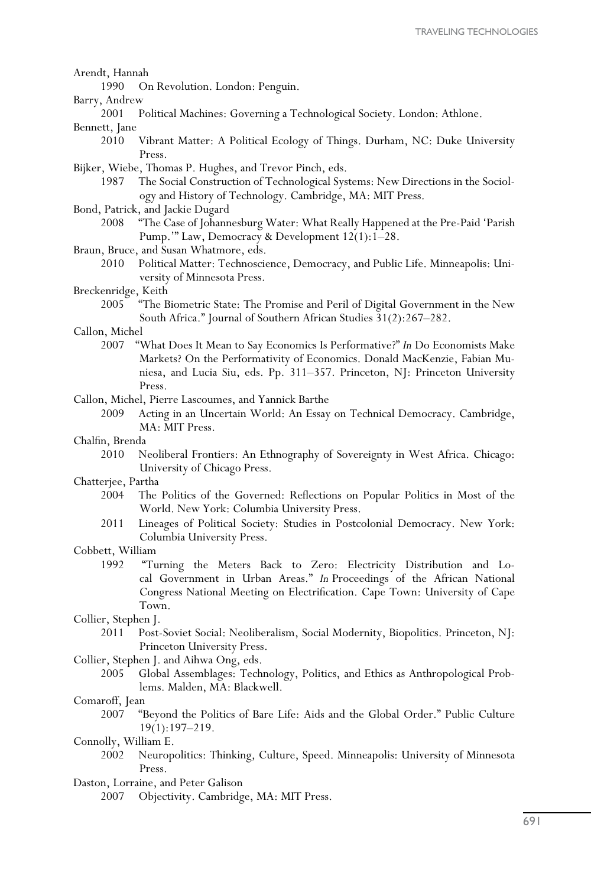Arendt, Hannah

1990 On Revolution. London: Penguin.

Barry, Andrew

2001 Political Machines: Governing a Technological Society. London: Athlone.

Bennett, Jane

2010 Vibrant Matter: A Political Ecology of Things. Durham, NC: Duke University Press.

Bijker, Wiebe, Thomas P. Hughes, and Trevor Pinch, eds.

1987 The Social Construction of Technological Systems: New Directions in the Sociology and History of Technology. Cambridge, MA: MIT Press.

Bond, Patrick, and Jackie Dugard

2008 "The Case of Johannesburg Water: What Really Happened at the Pre-Paid 'Parish Pump.'" Law, Democracy & Development 12(1):1–28.

Braun, Bruce, and Susan Whatmore, eds.

2010 Political Matter: Technoscience, Democracy, and Public Life. Minneapolis: University of Minnesota Press.

Breckenridge, Keith

2005 "The Biometric State: The Promise and Peril of Digital Government in the New South Africa." Journal of Southern African Studies 31(2):267–282.

Callon, Michel

2007 "What Does It Mean to Say Economics Is Performative?" *In* Do Economists Make Markets? On the Performativity of Economics. Donald MacKenzie, Fabian Muniesa, and Lucia Siu, eds. Pp. 311–357. Princeton, NJ: Princeton University Press.

Callon, Michel, Pierre Lascoumes, and Yannick Barthe

2009 Acting in an Uncertain World: An Essay on Technical Democracy. Cambridge, MA: MIT Press.

Chalfin, Brenda

2010 Neoliberal Frontiers: An Ethnography of Sovereignty in West Africa. Chicago: University of Chicago Press.

Chatterjee, Partha

2004 The Politics of the Governed: Reflections on Popular Politics in Most of the World. New York: Columbia University Press.

2011 Lineages of Political Society: Studies in Postcolonial Democracy. New York: Columbia University Press.

Cobbett, William

1992 "Turning the Meters Back to Zero: Electricity Distribution and Local Government in Urban Areas." *In* Proceedings of the African National Congress National Meeting on Electrification. Cape Town: University of Cape Town.

Collier, Stephen J.

2011 Post-Soviet Social: Neoliberalism, Social Modernity, Biopolitics. Princeton, NJ: Princeton University Press.

Collier, Stephen J. and Aihwa Ong, eds.

2005 Global Assemblages: Technology, Politics, and Ethics as Anthropological Problems. Malden, MA: Blackwell.

Comaroff, Jean

2007 "Beyond the Politics of Bare Life: Aids and the Global Order." Public Culture 19(1):197–219.

Connolly, William E.

2002 Neuropolitics: Thinking, Culture, Speed. Minneapolis: University of Minnesota Press.

Daston, Lorraine, and Peter Galison

2007 Objectivity. Cambridge, MA: MIT Press.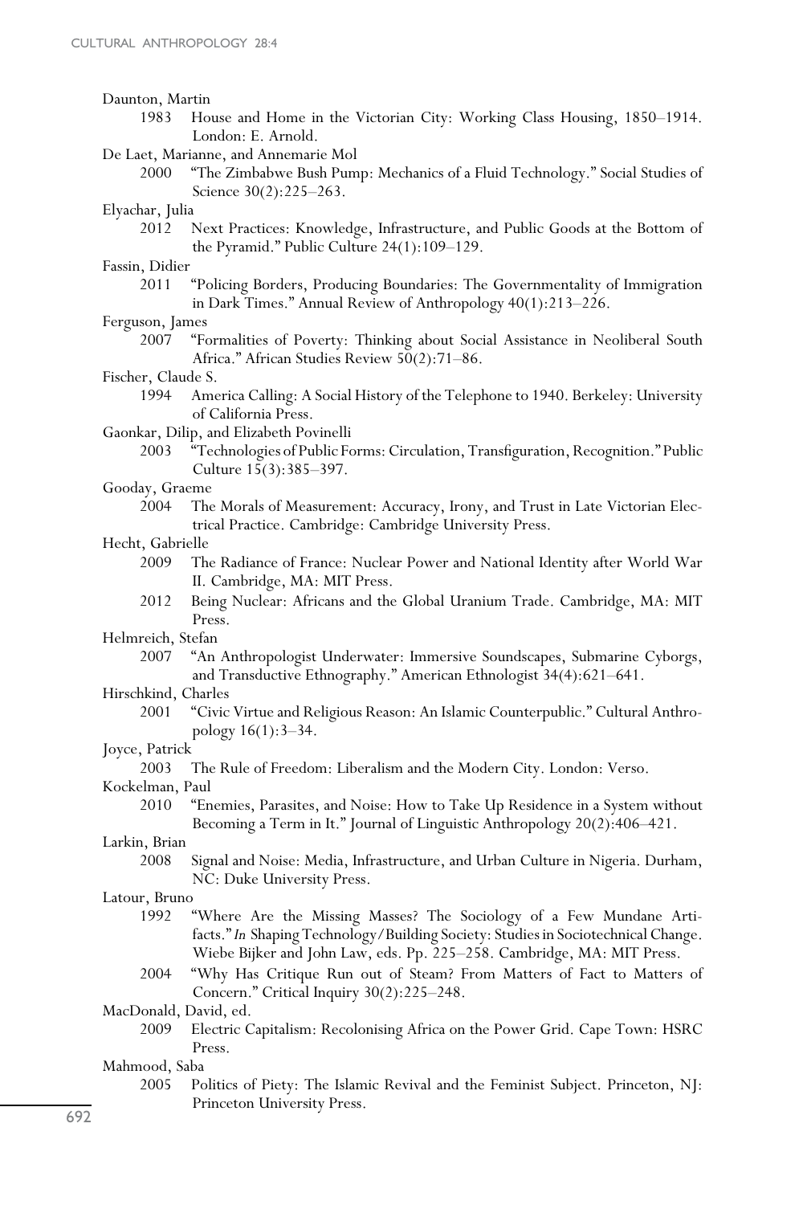Daunton, Martin

1983 House and Home in the Victorian City: Working Class Housing, 1850–1914. London: E. Arnold.

De Laet, Marianne, and Annemarie Mol

2000 "The Zimbabwe Bush Pump: Mechanics of a Fluid Technology." Social Studies of Science 30(2):225–263.

Elyachar, Julia

2012 Next Practices: Knowledge, Infrastructure, and Public Goods at the Bottom of the Pyramid." Public Culture 24(1):109–129.

Fassin, Didier

2011 "Policing Borders, Producing Boundaries: The Governmentality of Immigration in Dark Times." Annual Review of Anthropology 40(1):213–226.

Ferguson, James

2007 "Formalities of Poverty: Thinking about Social Assistance in Neoliberal South Africa." African Studies Review 50(2):71–86.

Fischer, Claude S.

1994 America Calling: A Social History of the Telephone to 1940. Berkeley: University of California Press.

Gaonkar, Dilip, and Elizabeth Povinelli

2003 "Technologies of Public Forms: Circulation, Transfiguration, Recognition." Public Culture 15(3):385–397.

Gooday, Graeme

2004 The Morals of Measurement: Accuracy, Irony, and Trust in Late Victorian Electrical Practice. Cambridge: Cambridge University Press.

Hecht, Gabrielle

2009 The Radiance of France: Nuclear Power and National Identity after World War II. Cambridge, MA: MIT Press.

2012 Being Nuclear: Africans and the Global Uranium Trade. Cambridge, MA: MIT Press.

Helmreich, Stefan

2007 "An Anthropologist Underwater: Immersive Soundscapes, Submarine Cyborgs, and Transductive Ethnography." American Ethnologist 34(4):621–641.

Hirschkind, Charles

2001 "Civic Virtue and Religious Reason: An Islamic Counterpublic." Cultural Anthropology 16(1):3–34.

Joyce, Patrick

2003 The Rule of Freedom: Liberalism and the Modern City. London: Verso.

Kockelman, Paul

2010 "Enemies, Parasites, and Noise: How to Take Up Residence in a System without Becoming a Term in It." Journal of Linguistic Anthropology 20(2):406–421.

Larkin, Brian

2008 Signal and Noise: Media, Infrastructure, and Urban Culture in Nigeria. Durham, NC: Duke University Press.

Latour, Bruno

1992 "Where Are the Missing Masses? The Sociology of a Few Mundane Artifacts." *In* Shaping Technology/Building Society: Studies in Sociotechnical Change. Wiebe Bijker and John Law, eds. Pp. 225–258. Cambridge, MA: MIT Press.

2004 "Why Has Critique Run out of Steam? From Matters of Fact to Matters of Concern." Critical Inquiry 30(2):225–248.

MacDonald, David, ed.

2009 Electric Capitalism: Recolonising Africa on the Power Grid. Cape Town: HSRC Press.

Mahmood, Saba

2005 Politics of Piety: The Islamic Revival and the Feminist Subject. Princeton, NJ: Princeton University Press.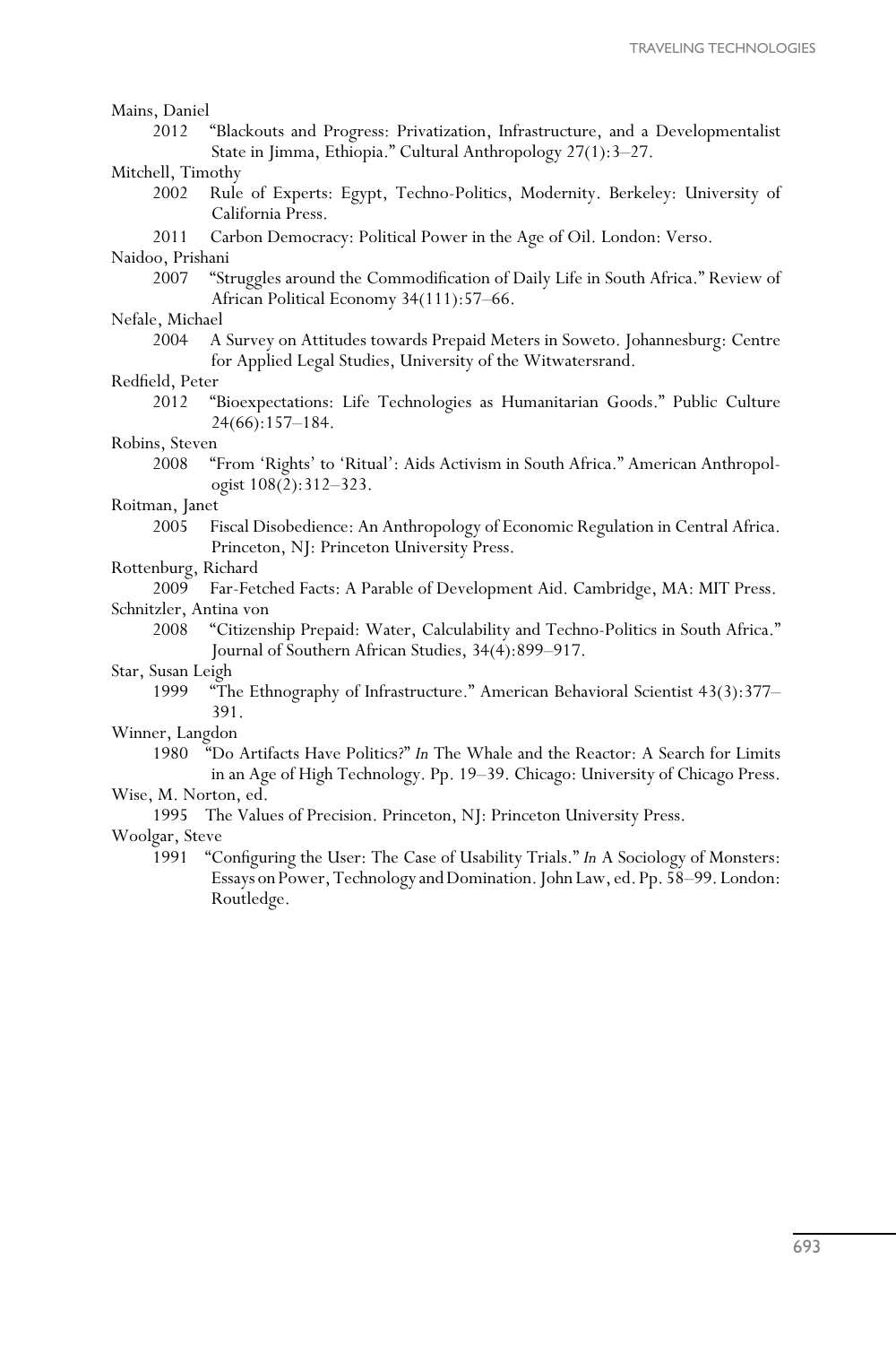Mains, Daniel

2012 "Blackouts and Progress: Privatization, Infrastructure, and a Developmentalist State in Jimma, Ethiopia." Cultural Anthropology 27(1):3–27.

Mitchell, Timothy

2002 Rule of Experts: Egypt, Techno-Politics, Modernity. Berkeley: University of California Press.

2011 Carbon Democracy: Political Power in the Age of Oil. London: Verso.

Naidoo, Prishani

2007 "Struggles around the Commodification of Daily Life in South Africa." Review of African Political Economy 34(111):57–66.

Nefale, Michael

2004 A Survey on Attitudes towards Prepaid Meters in Soweto. Johannesburg: Centre for Applied Legal Studies, University of the Witwatersrand.

Redfield, Peter

2012 "Bioexpectations: Life Technologies as Humanitarian Goods." Public Culture 24(66):157–184.

Robins, Steven

2008 "From 'Rights' to 'Ritual': Aids Activism in South Africa." American Anthropologist 108(2):312–323.

Roitman, Janet

2005 Fiscal Disobedience: An Anthropology of Economic Regulation in Central Africa. Princeton, NJ: Princeton University Press.

Rottenburg, Richard

2009 Far-Fetched Facts: A Parable of Development Aid. Cambridge, MA: MIT Press.

Schnitzler, Antina von

2008 "Citizenship Prepaid: Water, Calculability and Techno-Politics in South Africa." Journal of Southern African Studies, 34(4):899–917.

Star, Susan Leigh

1999 "The Ethnography of Infrastructure." American Behavioral Scientist 43(3):377–391.

Winner, Langdon

1980 "Do Artifacts Have Politics?" *In* The Whale and the Reactor: A Search for Limits in an Age of High Technology. Pp. 19–39. Chicago: University of Chicago Press.

Wise, M. Norton, ed.

1995 The Values of Precision. Princeton, NJ: Princeton University Press.

Woolgar, Steve

1991 "Configuring the User: The Case of Usability Trials." *In* A Sociology of Monsters: Essays on Power, Technology and Domination. John Law, ed. Pp. 58–99. London: Routledge.